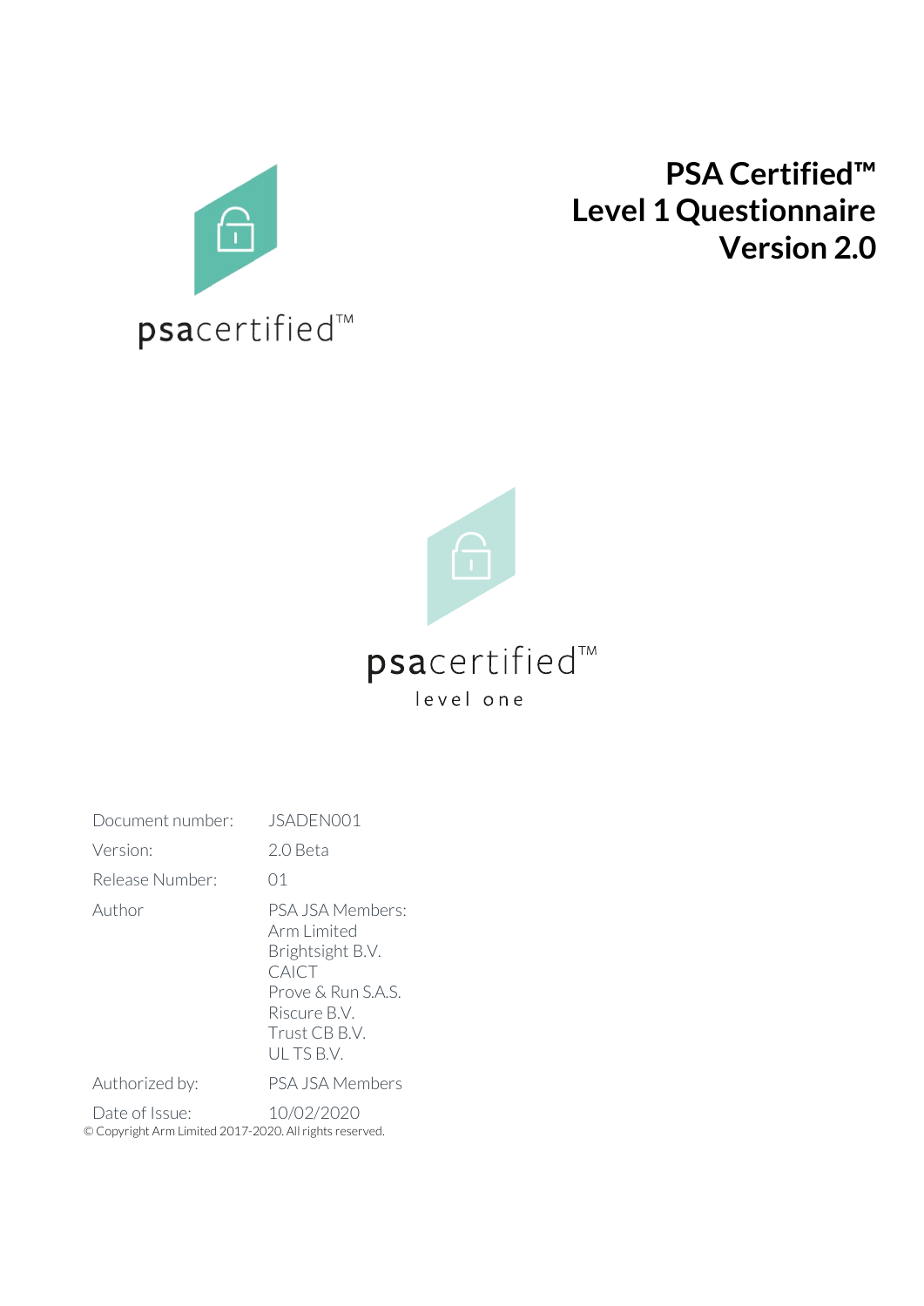psacertified™

# PSA Certified™ Level 1 Questionnaire Version 2.0

psacertified™
level one

| Document number: | JSADEN001 |
|---|---|
| Version: | 2.0 Beta |
| Release Number: | 01 |
| Author | PSA JSA Members:<br>Arm Limited<br>Brightsight B.V.<br>CAICT<br>Prove & Run S.A.S.<br>Riscure B.V.<br>Trust CB B.V.<br>UL TS B.V. |
| Authorized by: | PSA JSA Members |
| Date of Issue: | 10/02/2020 |

© Copyright Arm Limited 2017-2020. All rights reserved.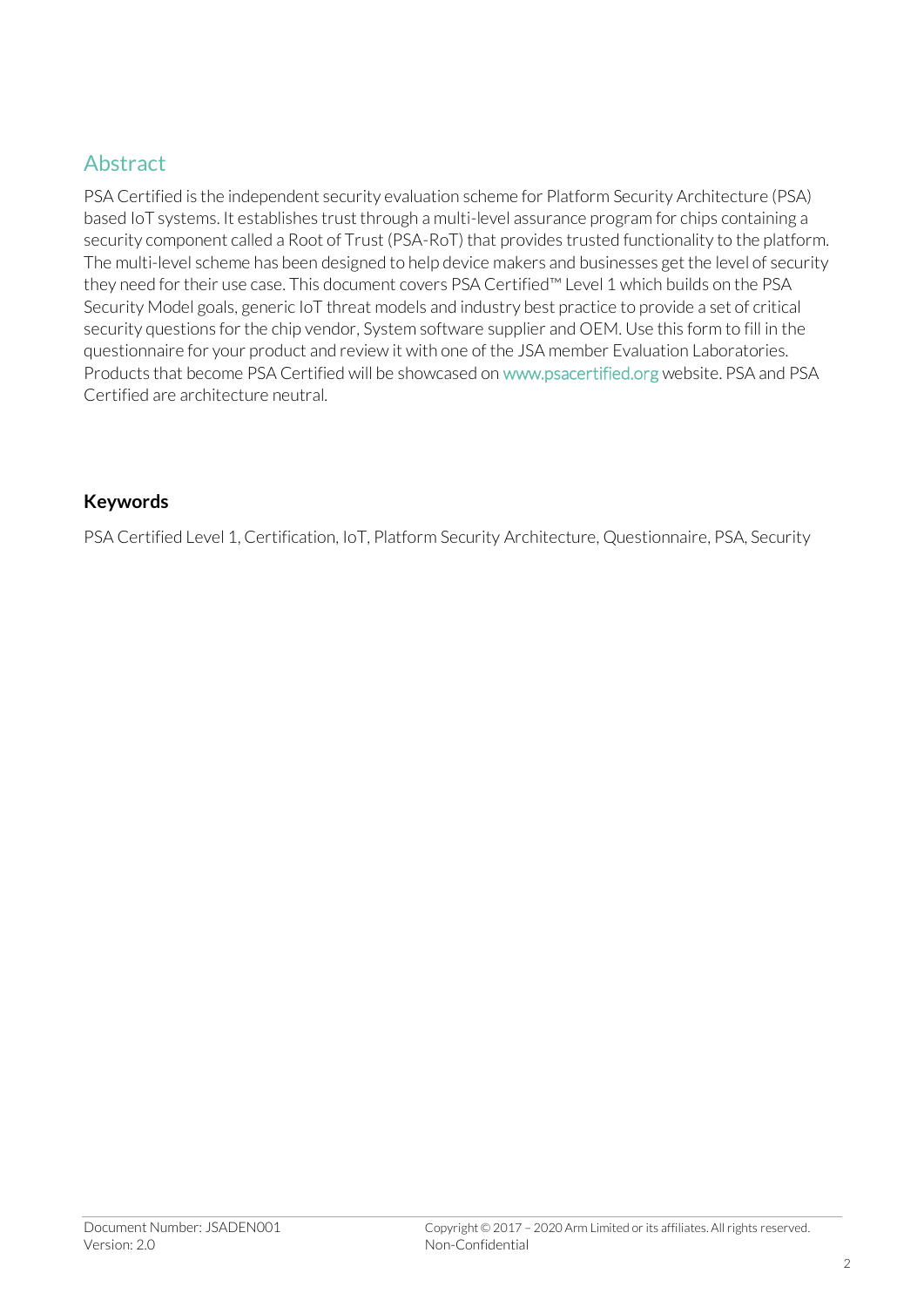## Abstract

PSA Certified is the independent security evaluation scheme for Platform Security Architecture (PSA) based IoT systems. It establishes trust through a multi-level assurance program for chips containing a security component called a Root of Trust (PSA-RoT) that provides trusted functionality to the platform. The multi-level scheme has been designed to help device makers and businesses get the level of security they need for their use case. This document covers PSA Certified™ Level 1 which builds on the PSA Security Model goals, generic IoT threat models and industry best practice to provide a set of critical security questions for the chip vendor, System software supplier and OEM. Use this form to fill in the questionnaire for your product and review it with one of the JSA member Evaluation Laboratories. Products that become PSA Certified will be showcased on www.psacertified.org website. PSA and PSA Certified are architecture neutral.

### Keywords

PSA Certified Level 1, Certification, IoT, Platform Security Architecture, Questionnaire, PSA, Security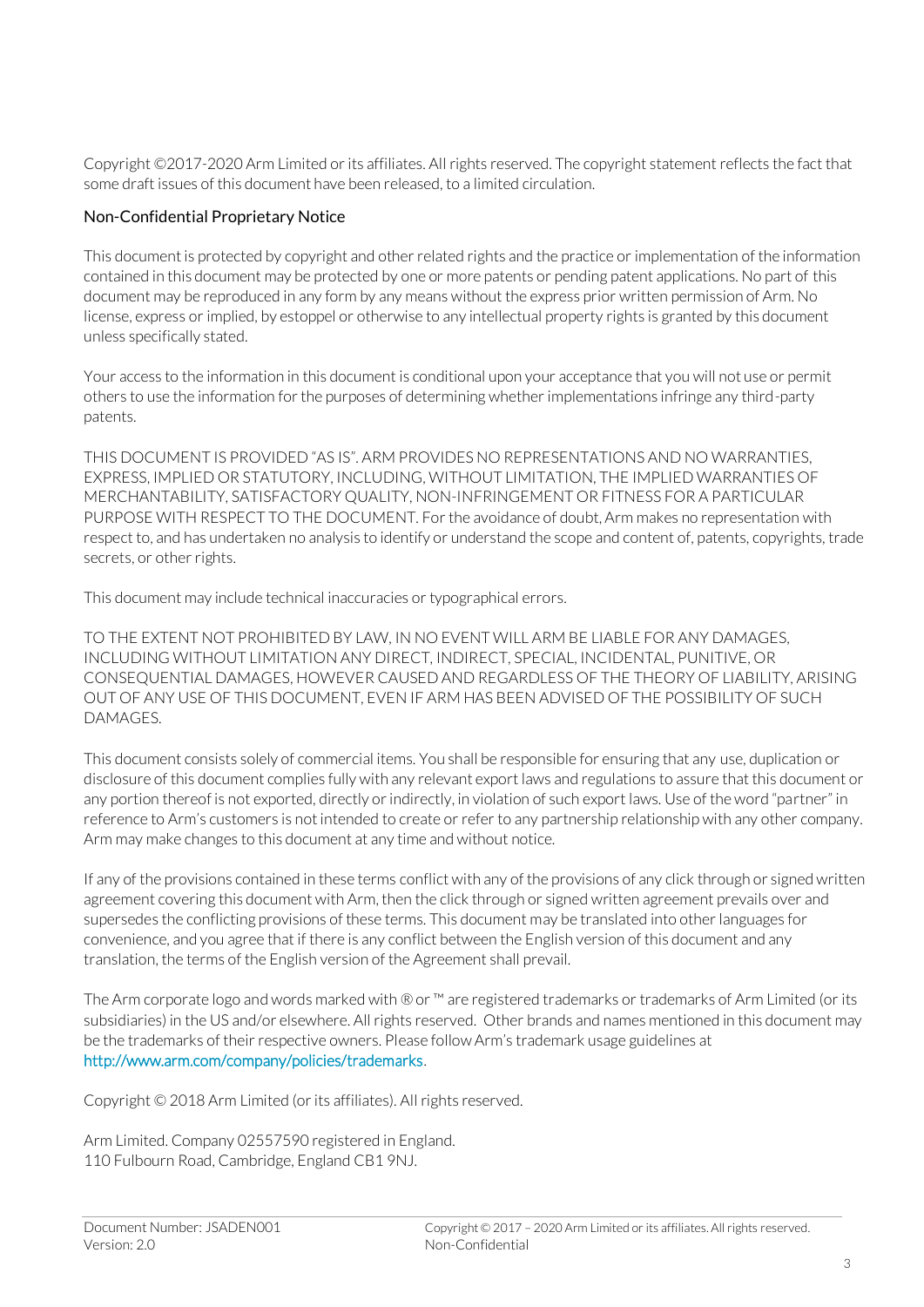Copyright ©2017-2020 Arm Limited or its affiliates. All rights reserved. The copyright statement reflects the fact that some draft issues of this document have been released, to a limited circulation.

## Non-Confidential Proprietary Notice

This document is protected by copyright and other related rights and the practice or implementation of the information contained in this document may be protected by one or more patents or pending patent applications. No part of this document may be reproduced in any form by any means without the express prior written permission of Arm. No license, express or implied, by estoppel or otherwise to any intellectual property rights is granted by this document unless specifically stated.

Your access to the information in this document is conditional upon your acceptance that you will not use or permit others to use the information for the purposes of determining whether implementations infringe any third-party patents.

THIS DOCUMENT IS PROVIDED "AS IS". ARM PROVIDES NO REPRESENTATIONS AND NO WARRANTIES, EXPRESS, IMPLIED OR STATUTORY, INCLUDING, WITHOUT LIMITATION, THE IMPLIED WARRANTIES OF MERCHANTABILITY, SATISFACTORY QUALITY, NON-INFRINGEMENT OR FITNESS FOR A PARTICULAR PURPOSE WITH RESPECT TO THE DOCUMENT. For the avoidance of doubt, Arm makes no representation with respect to, and has undertaken no analysis to identify or understand the scope and content of, patents, copyrights, trade secrets, or other rights.

This document may include technical inaccuracies or typographical errors.

TO THE EXTENT NOT PROHIBITED BY LAW, IN NO EVENT WILL ARM BE LIABLE FOR ANY DAMAGES, INCLUDING WITHOUT LIMITATION ANY DIRECT, INDIRECT, SPECIAL, INCIDENTAL, PUNITIVE, OR CONSEQUENTIAL DAMAGES, HOWEVER CAUSED AND REGARDLESS OF THE THEORY OF LIABILITY, ARISING OUT OF ANY USE OF THIS DOCUMENT, EVEN IF ARM HAS BEEN ADVISED OF THE POSSIBILITY OF SUCH DAMAGES.

This document consists solely of commercial items. You shall be responsible for ensuring that any use, duplication or disclosure of this document complies fully with any relevant export laws and regulations to assure that this document or any portion thereof is not exported, directly or indirectly, in violation of such export laws. Use of the word "partner" in reference to Arm's customers is not intended to create or refer to any partnership relationship with any other company. Arm may make changes to this document at any time and without notice.

If any of the provisions contained in these terms conflict with any of the provisions of any click through or signed written agreement covering this document with Arm, then the click through or signed written agreement prevails over and supersedes the conflicting provisions of these terms. This document may be translated into other languages for convenience, and you agree that if there is any conflict between the English version of this document and any translation, the terms of the English version of the Agreement shall prevail.

The Arm corporate logo and words marked with ® or ™ are registered trademarks or trademarks of Arm Limited (or its subsidiaries) in the US and/or elsewhere. All rights reserved. Other brands and names mentioned in this document may be the trademarks of their respective owners. Please follow Arm's trademark usage guidelines at http://www.arm.com/company/policies/trademarks.

Copyright © 2018 Arm Limited (or its affiliates). All rights reserved.

Arm Limited. Company 02557590 registered in England.
110 Fulbourn Road, Cambridge, England CB1 9NJ.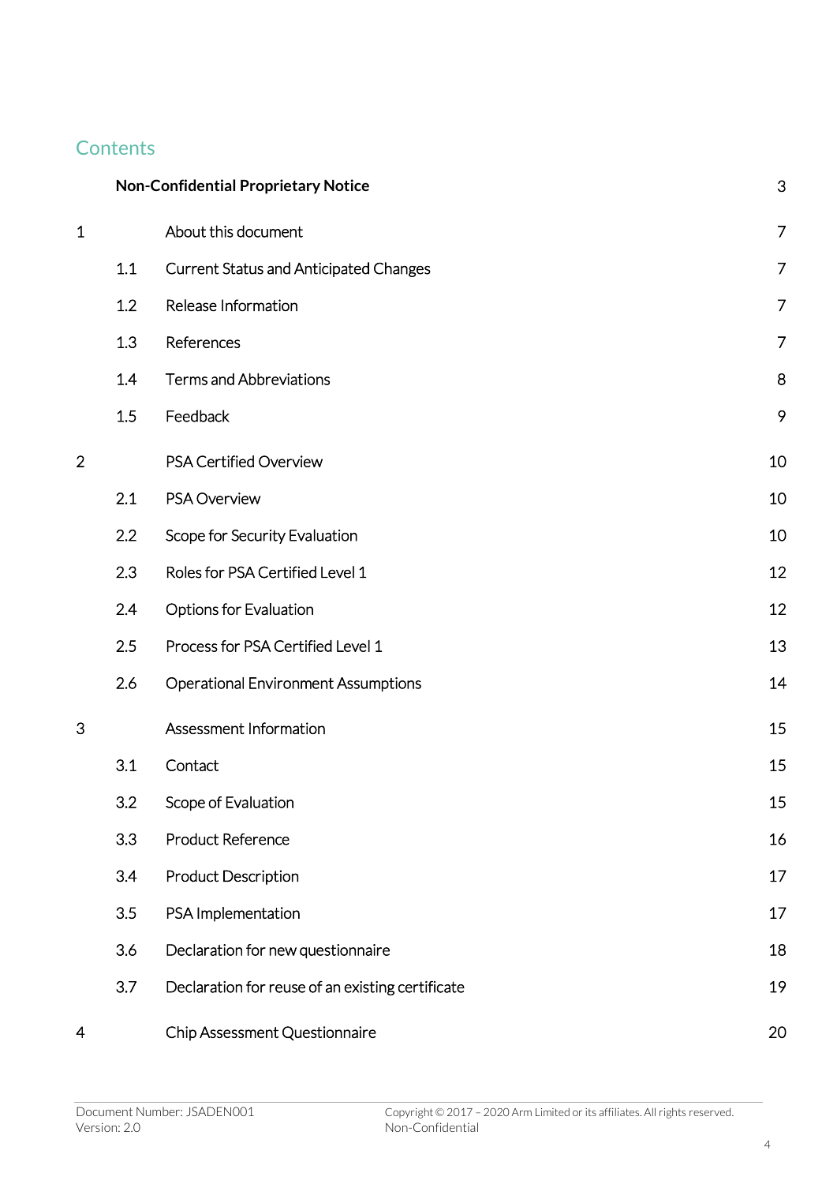## Contents

| | | |
|---|---|---|
| | **Non-Confidential Proprietary Notice** | 3 |
| 1 | About this document | 7 |
| 1.1 | Current Status and Anticipated Changes | 7 |
| 1.2 | Release Information | 7 |
| 1.3 | References | 7 |
| 1.4 | Terms and Abbreviations | 8 |
| 1.5 | Feedback | 9 |
| 2 | PSA Certified Overview | 10 |
| 2.1 | PSA Overview | 10 |
| 2.2 | Scope for Security Evaluation | 10 |
| 2.3 | Roles for PSA Certified Level 1 | 12 |
| 2.4 | Options for Evaluation | 12 |
| 2.5 | Process for PSA Certified Level 1 | 13 |
| 2.6 | Operational Environment Assumptions | 14 |
| 3 | Assessment Information | 15 |
| 3.1 | Contact | 15 |
| 3.2 | Scope of Evaluation | 15 |
| 3.3 | Product Reference | 16 |
| 3.4 | Product Description | 17 |
| 3.5 | PSA Implementation | 17 |
| 3.6 | Declaration for new questionnaire | 18 |
| 3.7 | Declaration for reuse of an existing certificate | 19 |
| 4 | Chip Assessment Questionnaire | 20 |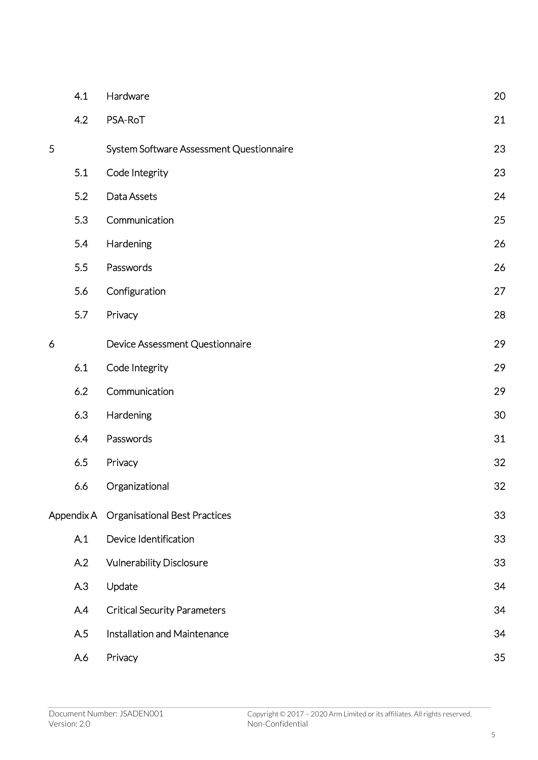| | | |
|---|---|---|
| 4.1 | Hardware | 20 |
| 4.2 | PSA-RoT | 21 |
| 5 | System Software Assessment Questionnaire | 23 |
| 5.1 | Code Integrity | 23 |
| 5.2 | Data Assets | 24 |
| 5.3 | Communication | 25 |
| 5.4 | Hardening | 26 |
| 5.5 | Passwords | 26 |
| 5.6 | Configuration | 27 |
| 5.7 | Privacy | 28 |
| 6 | Device Assessment Questionnaire | 29 |
| 6.1 | Code Integrity | 29 |
| 6.2 | Communication | 29 |
| 6.3 | Hardening | 30 |
| 6.4 | Passwords | 31 |
| 6.5 | Privacy | 32 |
| 6.6 | Organizational | 32 |
| Appendix A | Organisational Best Practices | 33 |
| A.1 | Device Identification | 33 |
| A.2 | Vulnerability Disclosure | 33 |
| A.3 | Update | 34 |
| A.4 | Critical Security Parameters | 34 |
| A.5 | Installation and Maintenance | 34 |
| A.6 | Privacy | 35 |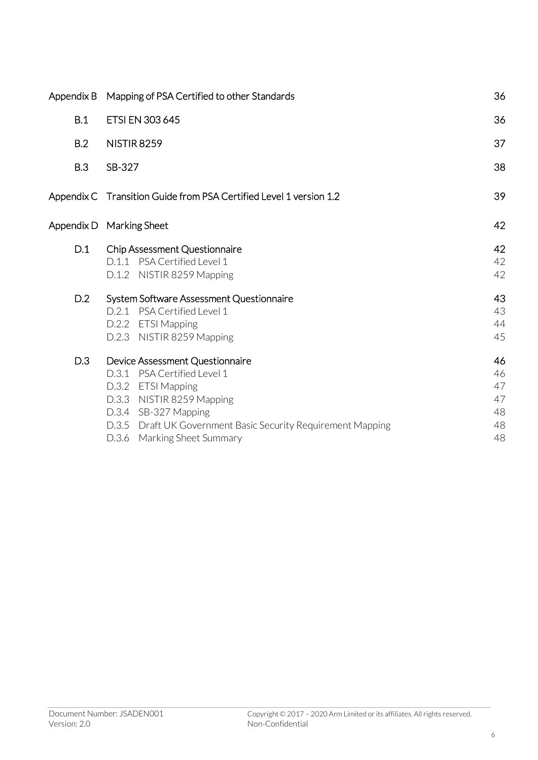| | | |
|---|---|---|
| Appendix B | Mapping of PSA Certified to other Standards | 36 |
| B.1 | ETSI EN 303 645 | 36 |
| B.2 | NISTIR 8259 | 37 |
| B.3 | SB-327 | 38 |
| Appendix C | Transition Guide from PSA Certified Level 1 version 1.2 | 39 |
| Appendix D | Marking Sheet | 42 |
| D.1 | Chip Assessment Questionnaire | 42 |
| | D.1.1 PSA Certified Level 1 | 42 |
| | D.1.2 NISTIR 8259 Mapping | 42 |
| D.2 | System Software Assessment Questionnaire | 43 |
| | D.2.1 PSA Certified Level 1 | 43 |
| | D.2.2 ETSI Mapping | 44 |
| | D.2.3 NISTIR 8259 Mapping | 45 |
| D.3 | Device Assessment Questionnaire | 46 |
| | D.3.1 PSA Certified Level 1 | 46 |
| | D.3.2 ETSI Mapping | 47 |
| | D.3.3 NISTIR 8259 Mapping | 47 |
| | D.3.4 SB-327 Mapping | 48 |
| | D.3.5 Draft UK Government Basic Security Requirement Mapping | 48 |
| | D.3.6 Marking Sheet Summary | 48 |

Document Number: JSADEN001
Version: 2.0

Copyright © 2017 – 2020 Arm Limited or its affiliates. All rights reserved.
Non-Confidential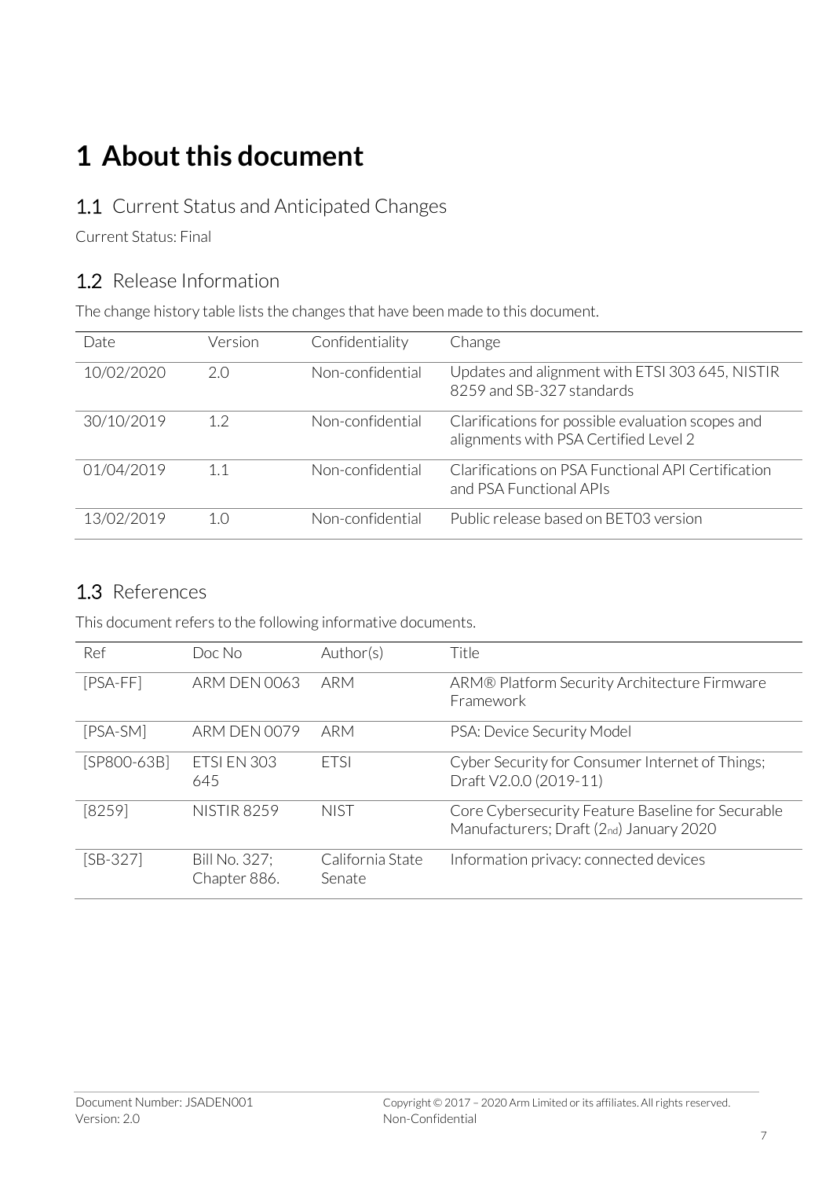# 1 About this document

## 1.1 Current Status and Anticipated Changes

Current Status: Final

## 1.2 Release Information

The change history table lists the changes that have been made to this document.

| Date | Version | Confidentiality | Change |
|---|---|---|---|
| 10/02/2020 | 2.0 | Non-confidential | Updates and alignment with ETSI 303 645, NISTIR 8259 and SB-327 standards |
| 30/10/2019 | 1.2 | Non-confidential | Clarifications for possible evaluation scopes and alignments with PSA Certified Level 2 |
| 01/04/2019 | 1.1 | Non-confidential | Clarifications on PSA Functional API Certification and PSA Functional APIs |
| 13/02/2019 | 1.0 | Non-confidential | Public release based on BET03 version |

## 1.3 References

This document refers to the following informative documents.

| Ref | Doc No | Author(s) | Title |
|---|---|---|---|
| [PSA-FF] | ARM DEN 0063 | ARM | ARM® Platform Security Architecture Firmware Framework |
| [PSA-SM] | ARM DEN 0079 | ARM | PSA: Device Security Model |
| [SP800-63B] | ETSI EN 303 645 | ETSI | Cyber Security for Consumer Internet of Things; Draft V2.0.0 (2019-11) |
| [8259] | NISTIR 8259 | NIST | Core Cybersecurity Feature Baseline for Securable Manufacturers; Draft (2nd) January 2020 |
| [SB-327] | Bill No. 327; Chapter 886. | California State Senate | Information privacy: connected devices |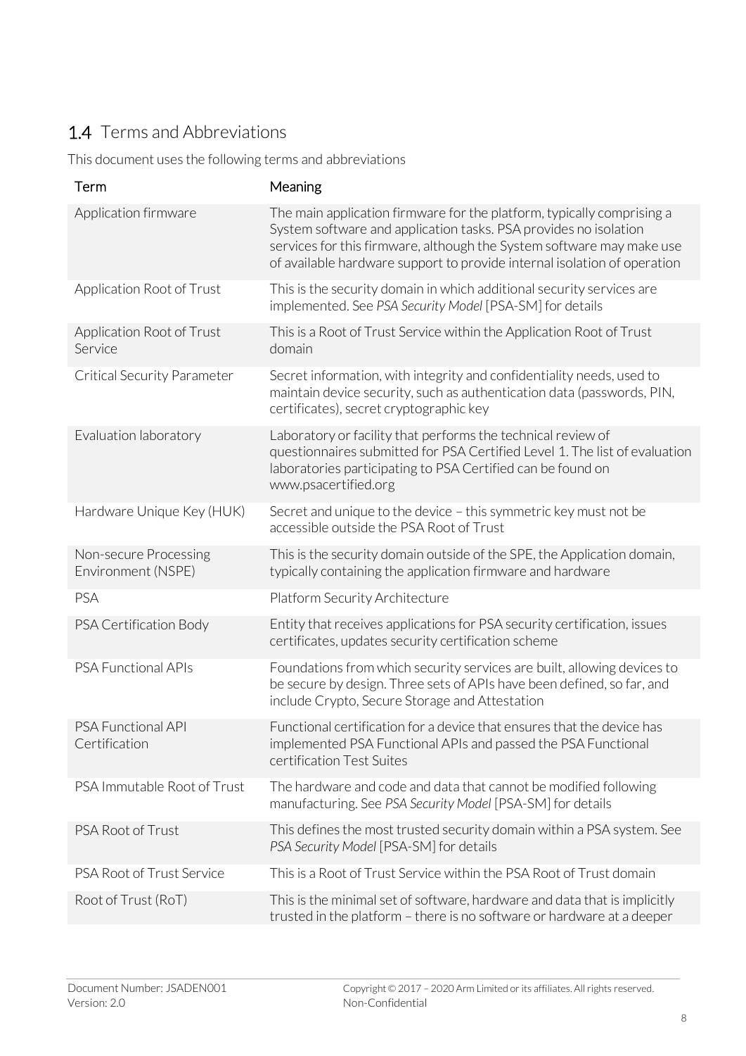## 1.4 Terms and Abbreviations

This document uses the following terms and abbreviations

| Term | Meaning |
|---|---|
| Application firmware | The main application firmware for the platform, typically comprising a System software and application tasks. PSA provides no isolation services for this firmware, although the System software may make use of available hardware support to provide internal isolation of operation |
| Application Root of Trust | This is the security domain in which additional security services are implemented. See *PSA Security Model* [PSA-SM] for details |
| Application Root of Trust Service | This is a Root of Trust Service within the Application Root of Trust domain |
| Critical Security Parameter | Secret information, with integrity and confidentiality needs, used to maintain device security, such as authentication data (passwords, PIN, certificates), secret cryptographic key |
| Evaluation laboratory | Laboratory or facility that performs the technical review of questionnaires submitted for PSA Certified Level 1. The list of evaluation laboratories participating to PSA Certified can be found on www.psacertified.org |
| Hardware Unique Key (HUK) | Secret and unique to the device – this symmetric key must not be accessible outside the PSA Root of Trust |
| Non-secure Processing Environment (NSPE) | This is the security domain outside of the SPE, the Application domain, typically containing the application firmware and hardware |
| PSA | Platform Security Architecture |
| PSA Certification Body | Entity that receives applications for PSA security certification, issues certificates, updates security certification scheme |
| PSA Functional APIs | Foundations from which security services are built, allowing devices to be secure by design. Three sets of APIs have been defined, so far, and include Crypto, Secure Storage and Attestation |
| PSA Functional API Certification | Functional certification for a device that ensures that the device has implemented PSA Functional APIs and passed the PSA Functional certification Test Suites |
| PSA Immutable Root of Trust | The hardware and code and data that cannot be modified following manufacturing. See *PSA Security Model* [PSA-SM] for details |
| PSA Root of Trust | This defines the most trusted security domain within a PSA system. See *PSA Security Model* [PSA-SM] for details |
| PSA Root of Trust Service | This is a Root of Trust Service within the PSA Root of Trust domain |
| Root of Trust (RoT) | This is the minimal set of software, hardware and data that is implicitly trusted in the platform – there is no software or hardware at a deeper |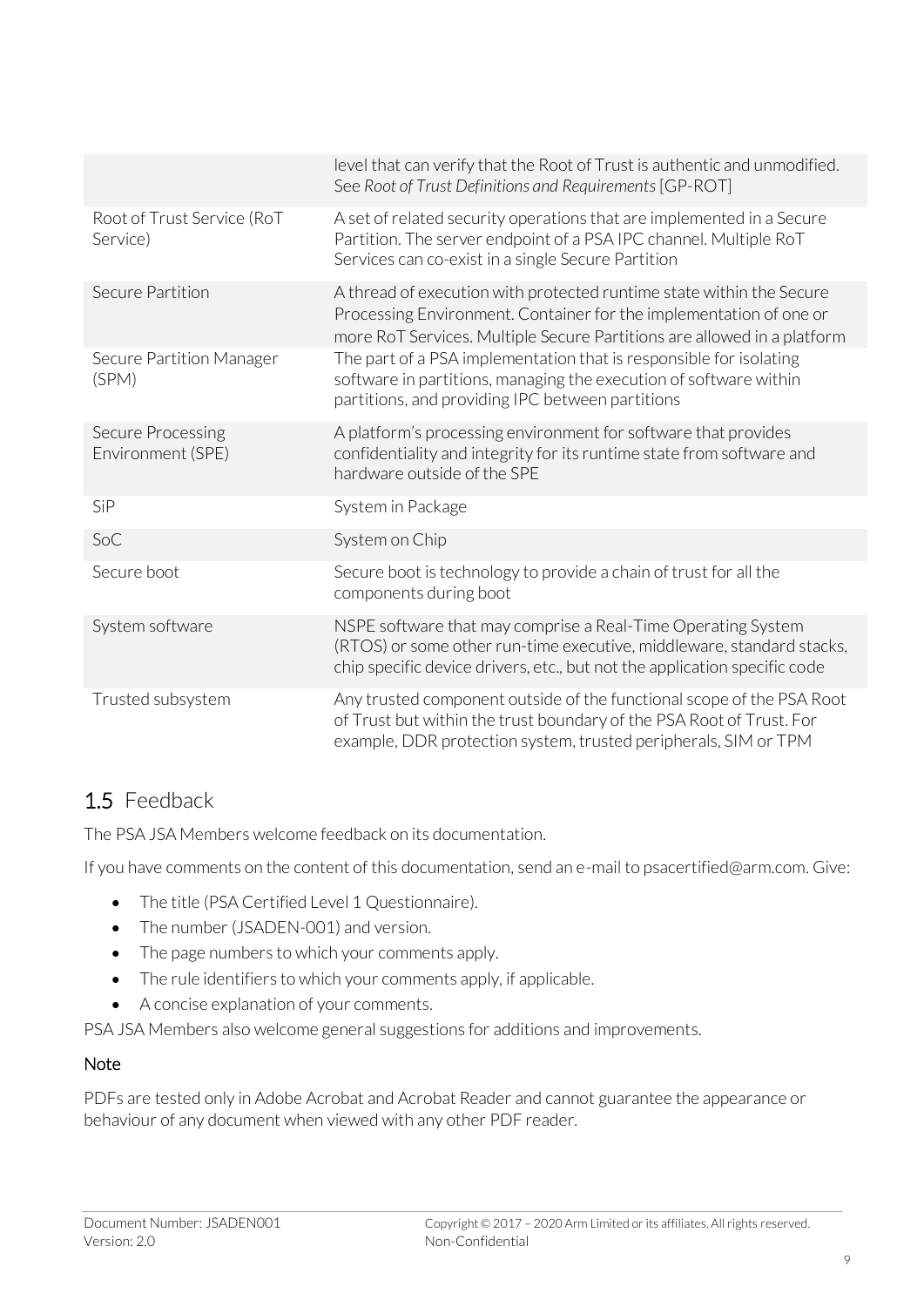| | |
|---|---|
| | level that can verify that the Root of Trust is authentic and unmodified. See *Root of Trust Definitions and Requirements* [GP-ROT] |
| Root of Trust Service (RoT Service) | A set of related security operations that are implemented in a Secure Partition. The server endpoint of a PSA IPC channel. Multiple RoT Services can co-exist in a single Secure Partition |
| Secure Partition | A thread of execution with protected runtime state within the Secure Processing Environment. Container for the implementation of one or more RoT Services. Multiple Secure Partitions are allowed in a platform |
| Secure Partition Manager (SPM) | The part of a PSA implementation that is responsible for isolating software in partitions, managing the execution of software within partitions, and providing IPC between partitions |
| Secure Processing Environment (SPE) | A platform's processing environment for software that provides confidentiality and integrity for its runtime state from software and hardware outside of the SPE |
| SiP | System in Package |
| SoC | System on Chip |
| Secure boot | Secure boot is technology to provide a chain of trust for all the components during boot |
| System software | NSPE software that may comprise a Real-Time Operating System (RTOS) or some other run-time executive, middleware, standard stacks, chip specific device drivers, etc., but not the application specific code |
| Trusted subsystem | Any trusted component outside of the functional scope of the PSA Root of Trust but within the trust boundary of the PSA Root of Trust. For example, DDR protection system, trusted peripherals, SIM or TPM |

## 1.5 Feedback

The PSA JSA Members welcome feedback on its documentation.

If you have comments on the content of this documentation, send an e-mail to psacertified@arm.com. Give:

- The title (PSA Certified Level 1 Questionnaire).
- The number (JSADEN-001) and version.
- The page numbers to which your comments apply.
- The rule identifiers to which your comments apply, if applicable.
- A concise explanation of your comments.

PSA JSA Members also welcome general suggestions for additions and improvements.

**Note**

PDFs are tested only in Adobe Acrobat and Acrobat Reader and cannot guarantee the appearance or behaviour of any document when viewed with any other PDF reader.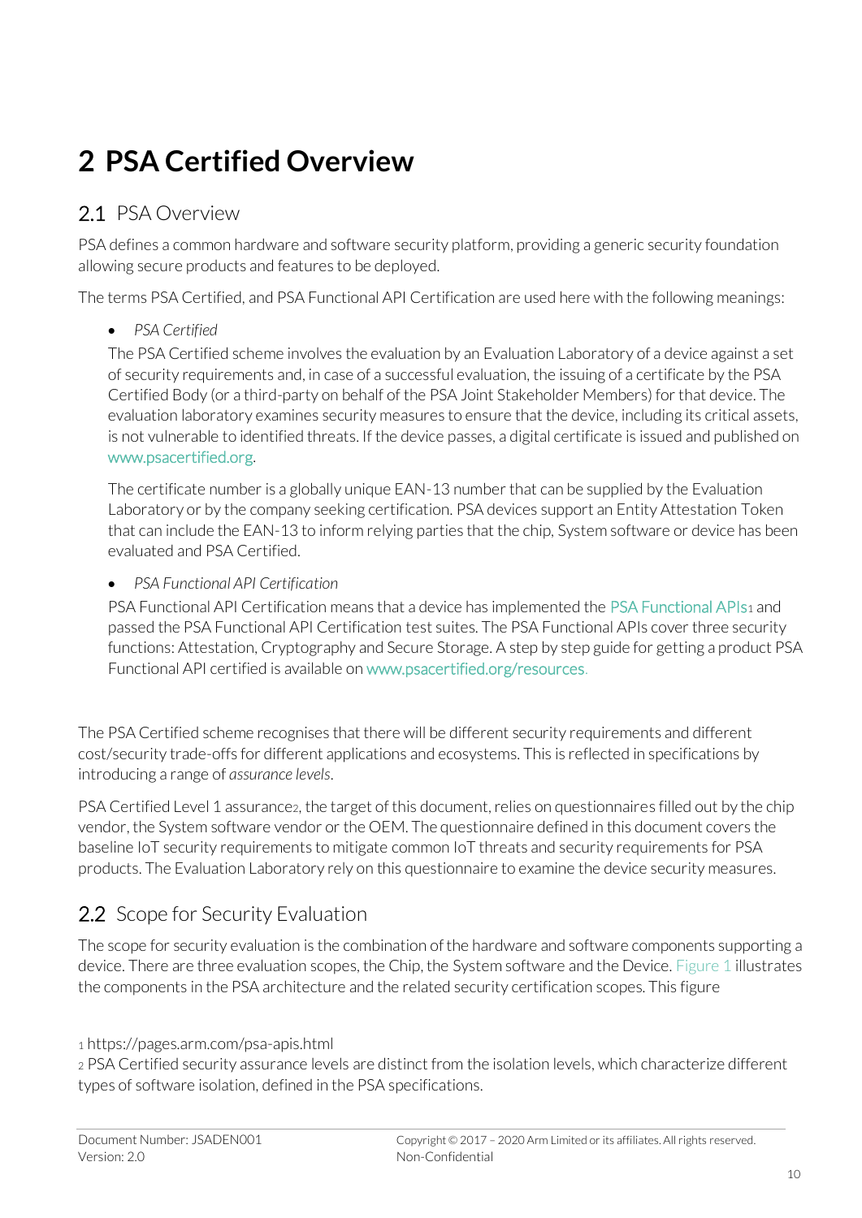# 2 PSA Certified Overview

## 2.1 PSA Overview

PSA defines a common hardware and software security platform, providing a generic security foundation allowing secure products and features to be deployed.

The terms PSA Certified, and PSA Functional API Certification are used here with the following meanings:

- *PSA Certified*

  The PSA Certified scheme involves the evaluation by an Evaluation Laboratory of a device against a set of security requirements and, in case of a successful evaluation, the issuing of a certificate by the PSA Certified Body (or a third-party on behalf of the PSA Joint Stakeholder Members) for that device. The evaluation laboratory examines security measures to ensure that the device, including its critical assets, is not vulnerable to identified threats. If the device passes, a digital certificate is issued and published on www.psacertified.org.

  The certificate number is a globally unique EAN-13 number that can be supplied by the Evaluation Laboratory or by the company seeking certification. PSA devices support an Entity Attestation Token that can include the EAN-13 to inform relying parties that the chip, System software or device has been evaluated and PSA Certified.

- *PSA Functional API Certification*

  PSA Functional API Certification means that a device has implemented the PSA Functional APIs[1] and passed the PSA Functional API Certification test suites. The PSA Functional APIs cover three security functions: Attestation, Cryptography and Secure Storage. A step by step guide for getting a product PSA Functional API certified is available on www.psacertified.org/resources.

The PSA Certified scheme recognises that there will be different security requirements and different cost/security trade-offs for different applications and ecosystems. This is reflected in specifications by introducing a range of *assurance levels*.

PSA Certified Level 1 assurance[2], the target of this document, relies on questionnaires filled out by the chip vendor, the System software vendor or the OEM. The questionnaire defined in this document covers the baseline IoT security requirements to mitigate common IoT threats and security requirements for PSA products. The Evaluation Laboratory rely on this questionnaire to examine the device security measures.

## 2.2 Scope for Security Evaluation

The scope for security evaluation is the combination of the hardware and software components supporting a device. There are three evaluation scopes, the Chip, the System software and the Device. Figure 1 illustrates the components in the PSA architecture and the related security certification scopes. This figure

[1] https://pages.arm.com/psa-apis.html

[2] PSA Certified security assurance levels are distinct from the isolation levels, which characterize different types of software isolation, defined in the PSA specifications.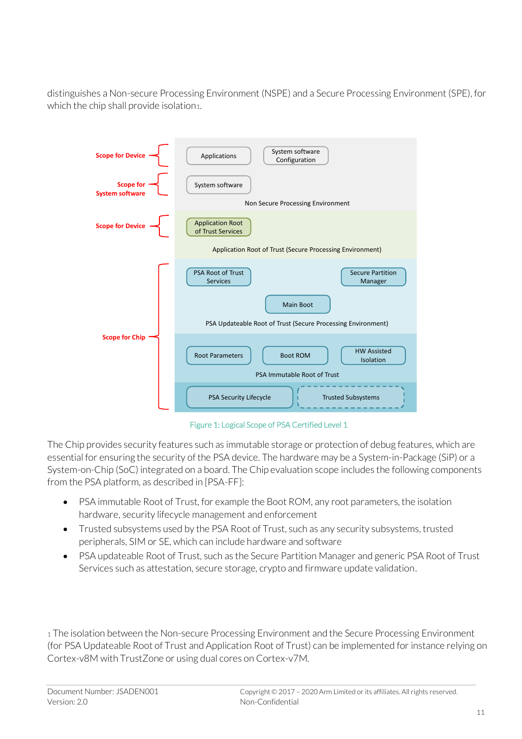distinguishes a Non-secure Processing Environment (NSPE) and a Secure Processing Environment (SPE), for which the chip shall provide isolation[1].

Figure 1: Logical Scope of PSA Certified Level 1

The Chip provides security features such as immutable storage or protection of debug features, which are essential for ensuring the security of the PSA device. The hardware may be a System-in-Package (SiP) or a System-on-Chip (SoC) integrated on a board. The Chip evaluation scope includes the following components from the PSA platform, as described in [PSA-FF]:

- PSA immutable Root of Trust, for example the Boot ROM, any root parameters, the isolation hardware, security lifecycle management and enforcement
- Trusted subsystems used by the PSA Root of Trust, such as any security subsystems, trusted peripherals, SIM or SE, which can include hardware and software
- PSA updateable Root of Trust, such as the Secure Partition Manager and generic PSA Root of Trust Services such as attestation, secure storage, crypto and firmware update validation.

[1] The isolation between the Non-secure Processing Environment and the Secure Processing Environment (for PSA Updateable Root of Trust and Application Root of Trust) can be implemented for instance relying on Cortex-v8M with TrustZone or using dual cores on Cortex-v7M.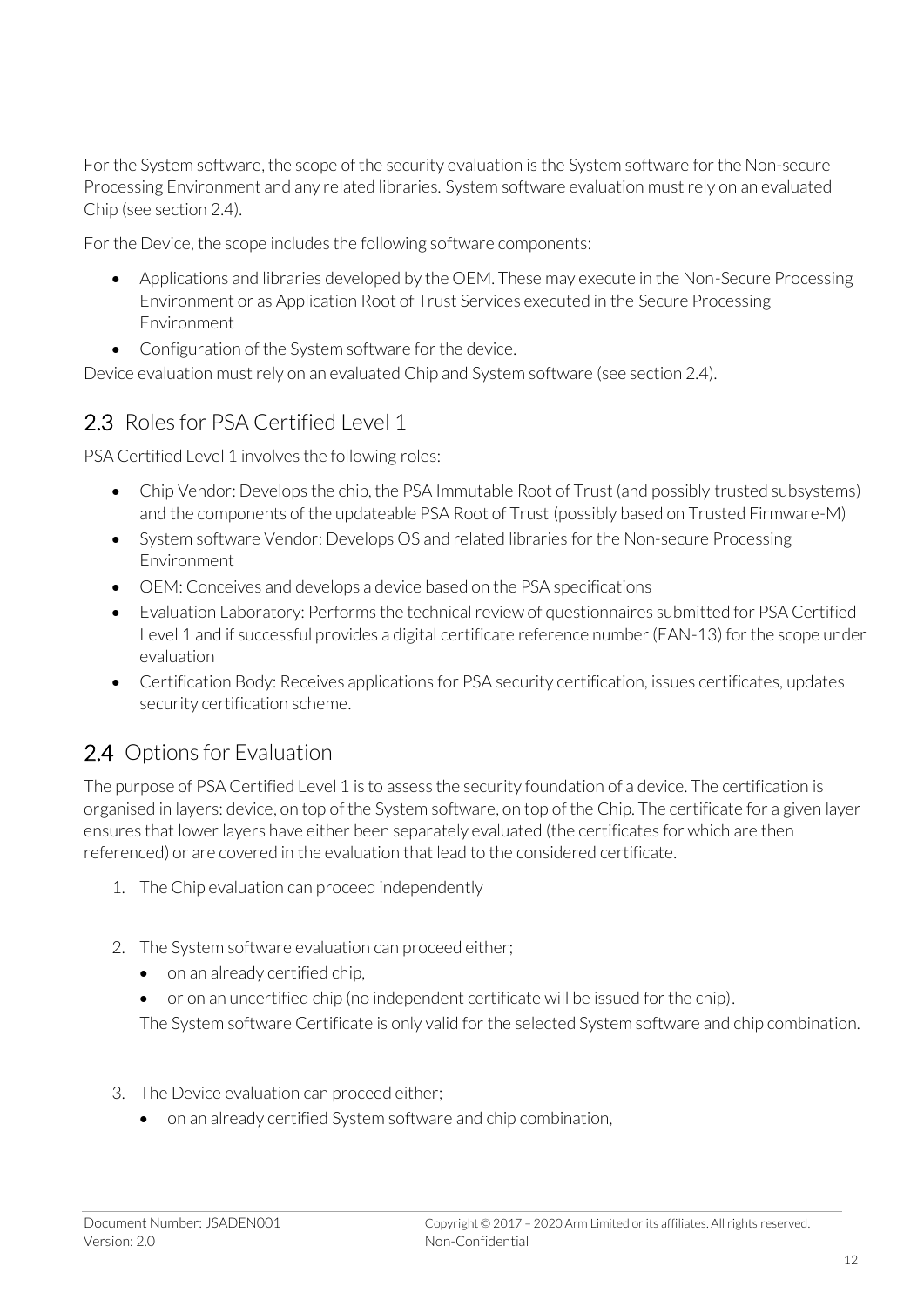For the System software, the scope of the security evaluation is the System software for the Non-secure Processing Environment and any related libraries. System software evaluation must rely on an evaluated Chip (see section 2.4).

For the Device, the scope includes the following software components:

- Applications and libraries developed by the OEM. These may execute in the Non-Secure Processing Environment or as Application Root of Trust Services executed in the Secure Processing Environment
- Configuration of the System software for the device.

Device evaluation must rely on an evaluated Chip and System software (see section 2.4).

## 2.3 Roles for PSA Certified Level 1

PSA Certified Level 1 involves the following roles:

- Chip Vendor: Develops the chip, the PSA Immutable Root of Trust (and possibly trusted subsystems) and the components of the updateable PSA Root of Trust (possibly based on Trusted Firmware-M)
- System software Vendor: Develops OS and related libraries for the Non-secure Processing Environment
- OEM: Conceives and develops a device based on the PSA specifications
- Evaluation Laboratory: Performs the technical review of questionnaires submitted for PSA Certified Level 1 and if successful provides a digital certificate reference number (EAN-13) for the scope under evaluation
- Certification Body: Receives applications for PSA security certification, issues certificates, updates security certification scheme.

## 2.4 Options for Evaluation

The purpose of PSA Certified Level 1 is to assess the security foundation of a device. The certification is organised in layers: device, on top of the System software, on top of the Chip. The certificate for a given layer ensures that lower layers have either been separately evaluated (the certificates for which are then referenced) or are covered in the evaluation that lead to the considered certificate.

1. The Chip evaluation can proceed independently

2. The System software evaluation can proceed either;
   - on an already certified chip,
   - or on an uncertified chip (no independent certificate will be issued for the chip).

   The System software Certificate is only valid for the selected System software and chip combination.

3. The Device evaluation can proceed either;
   - on an already certified System software and chip combination,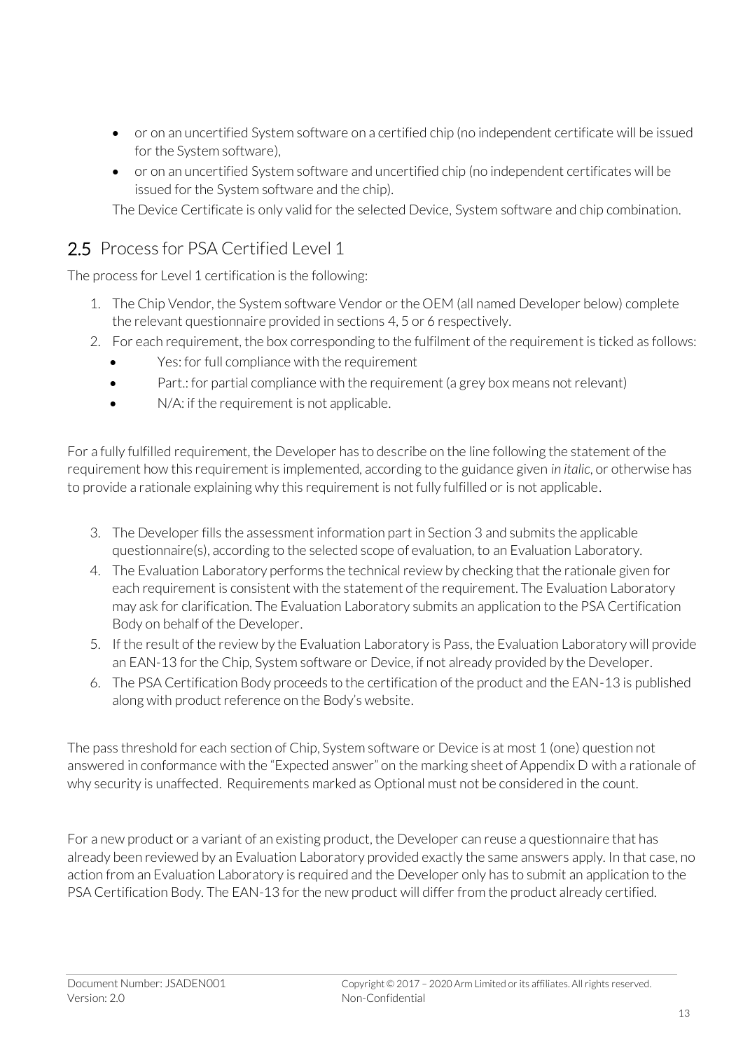- or on an uncertified System software on a certified chip (no independent certificate will be issued for the System software),
- or on an uncertified System software and uncertified chip (no independent certificates will be issued for the System software and the chip).

The Device Certificate is only valid for the selected Device, System software and chip combination.

## 2.5 Process for PSA Certified Level 1

The process for Level 1 certification is the following:

1. The Chip Vendor, the System software Vendor or the OEM (all named Developer below) complete the relevant questionnaire provided in sections 4, 5 or 6 respectively.
2. For each requirement, the box corresponding to the fulfilment of the requirement is ticked as follows:
   - Yes: for full compliance with the requirement
   - Part.: for partial compliance with the requirement (a grey box means not relevant)
   - N/A: if the requirement is not applicable.

For a fully fulfilled requirement, the Developer has to describe on the line following the statement of the requirement how this requirement is implemented, according to the guidance given *in italic*, or otherwise has to provide a rationale explaining why this requirement is not fully fulfilled or is not applicable.

3. The Developer fills the assessment information part in Section 3 and submits the applicable questionnaire(s), according to the selected scope of evaluation, to an Evaluation Laboratory.
4. The Evaluation Laboratory performs the technical review by checking that the rationale given for each requirement is consistent with the statement of the requirement. The Evaluation Laboratory may ask for clarification. The Evaluation Laboratory submits an application to the PSA Certification Body on behalf of the Developer.
5. If the result of the review by the Evaluation Laboratory is Pass, the Evaluation Laboratory will provide an EAN-13 for the Chip, System software or Device, if not already provided by the Developer.
6. The PSA Certification Body proceeds to the certification of the product and the EAN-13 is published along with product reference on the Body's website.

The pass threshold for each section of Chip, System software or Device is at most 1 (one) question not answered in conformance with the "Expected answer" on the marking sheet of Appendix D with a rationale of why security is unaffected. Requirements marked as Optional must not be considered in the count.

For a new product or a variant of an existing product, the Developer can reuse a questionnaire that has already been reviewed by an Evaluation Laboratory provided exactly the same answers apply. In that case, no action from an Evaluation Laboratory is required and the Developer only has to submit an application to the PSA Certification Body. The EAN-13 for the new product will differ from the product already certified.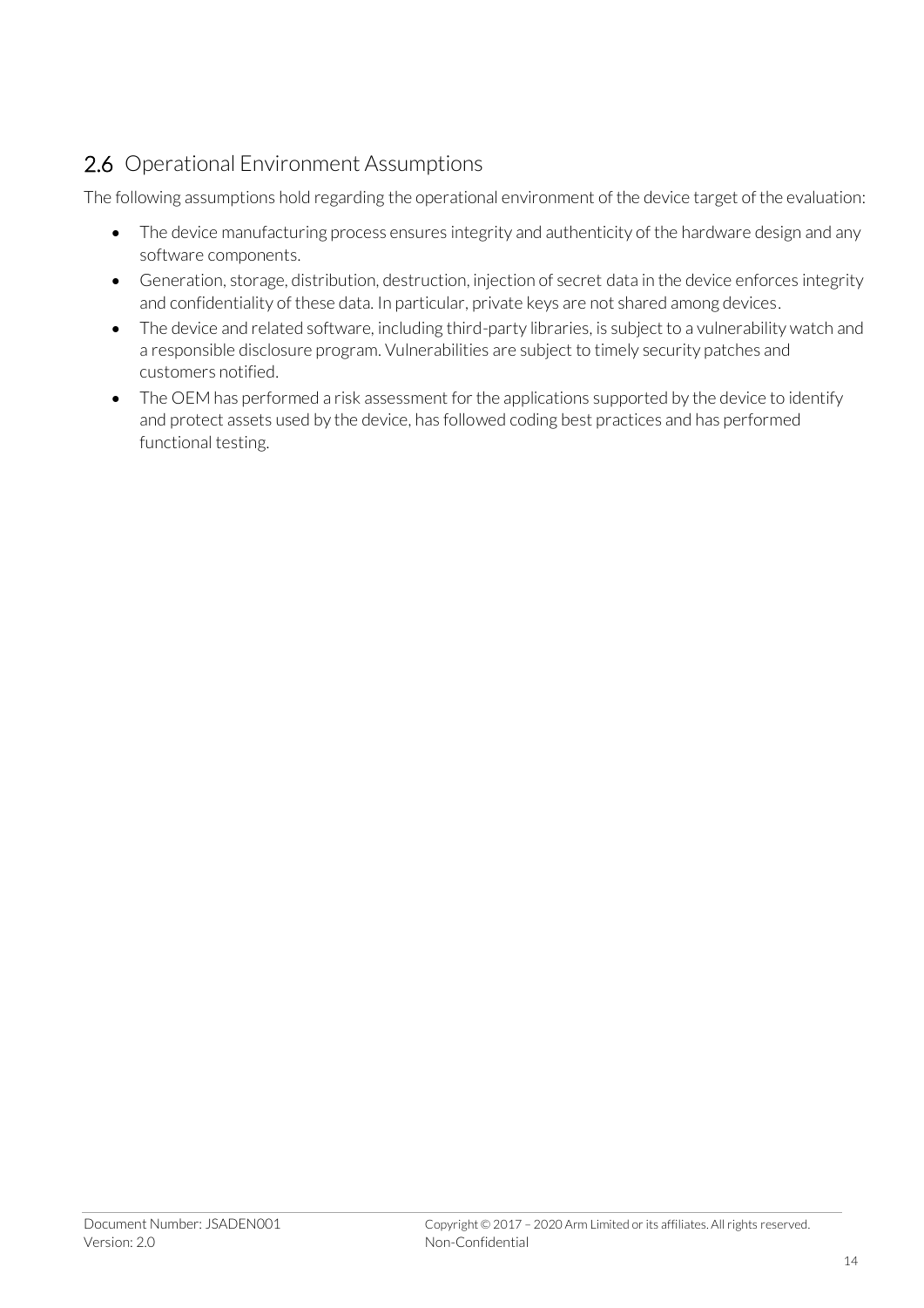## 2.6 Operational Environment Assumptions

The following assumptions hold regarding the operational environment of the device target of the evaluation:

- The device manufacturing process ensures integrity and authenticity of the hardware design and any software components.
- Generation, storage, distribution, destruction, injection of secret data in the device enforces integrity and confidentiality of these data. In particular, private keys are not shared among devices.
- The device and related software, including third-party libraries, is subject to a vulnerability watch and a responsible disclosure program. Vulnerabilities are subject to timely security patches and customers notified.
- The OEM has performed a risk assessment for the applications supported by the device to identify and protect assets used by the device, has followed coding best practices and has performed functional testing.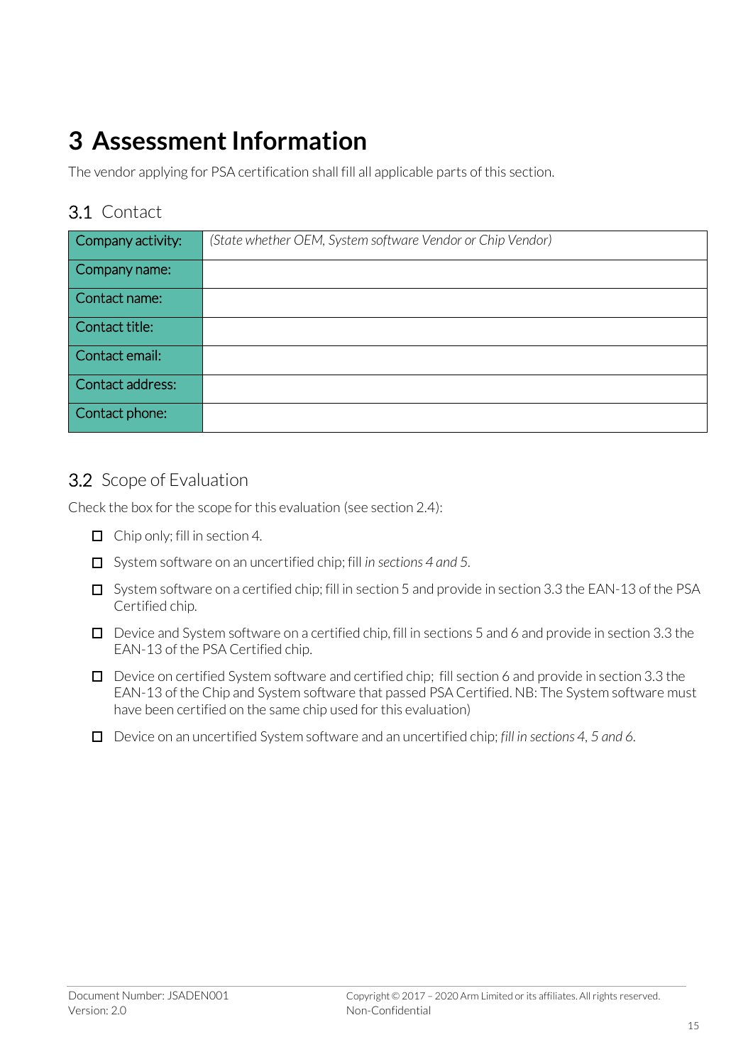# 3 Assessment Information

The vendor applying for PSA certification shall fill all applicable parts of this section.

## 3.1 Contact

| | |
|---|---|
| Company activity: | *(State whether OEM, System software Vendor or Chip Vendor)* |
| Company name: | |
| Contact name: | |
| Contact title: | |
| Contact email: | |
| Contact address: | |
| Contact phone: | |

## 3.2 Scope of Evaluation

Check the box for the scope for this evaluation (see section 2.4):

- ☐ Chip only; fill in section 4.
- ☐ System software on an uncertified chip; fill *in sections 4 and 5.*
- ☐ System software on a certified chip; fill in section 5 and provide in section 3.3 the EAN-13 of the PSA Certified chip.
- ☐ Device and System software on a certified chip, fill in sections 5 and 6 and provide in section 3.3 the EAN-13 of the PSA Certified chip.
- ☐ Device on certified System software and certified chip; fill section 6 and provide in section 3.3 the EAN-13 of the Chip and System software that passed PSA Certified. NB: The System software must have been certified on the same chip used for this evaluation)
- ☐ Device on an uncertified System software and an uncertified chip; *fill in sections 4, 5 and 6.*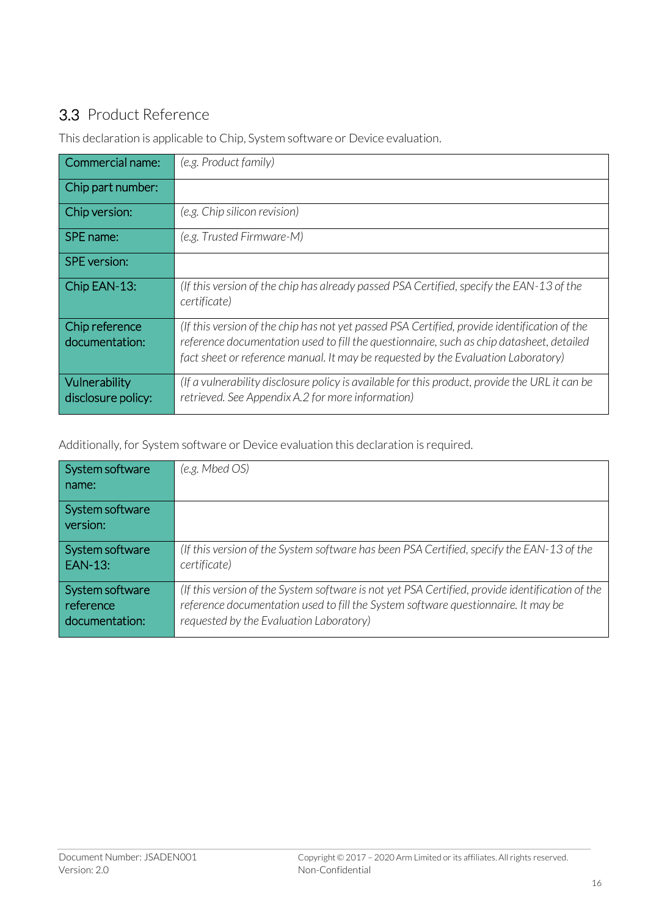## 3.3 Product Reference

This declaration is applicable to Chip, System software or Device evaluation.

| | |
|---|---|
| Commercial name: | *(e.g. Product family)* |
| Chip part number: | |
| Chip version: | *(e.g. Chip silicon revision)* |
| SPE name: | *(e.g. Trusted Firmware-M)* |
| SPE version: | |
| Chip EAN-13: | *(If this version of the chip has already passed PSA Certified, specify the EAN-13 of the certificate)* |
| Chip reference documentation: | *(If this version of the chip has not yet passed PSA Certified, provide identification of the reference documentation used to fill the questionnaire, such as chip datasheet, detailed fact sheet or reference manual. It may be requested by the Evaluation Laboratory)* |
| Vulnerability disclosure policy: | *(If a vulnerability disclosure policy is available for this product, provide the URL it can be retrieved. See Appendix A.2 for more information)* |

Additionally, for System software or Device evaluation this declaration is required.

| | |
|---|---|
| System software name: | *(e.g. Mbed OS)* |
| System software version: | |
| System software EAN-13: | *(If this version of the System software has been PSA Certified, specify the EAN-13 of the certificate)* |
| System software reference documentation: | *(If this version of the System software is not yet PSA Certified, provide identification of the reference documentation used to fill the System software questionnaire. It may be requested by the Evaluation Laboratory)* |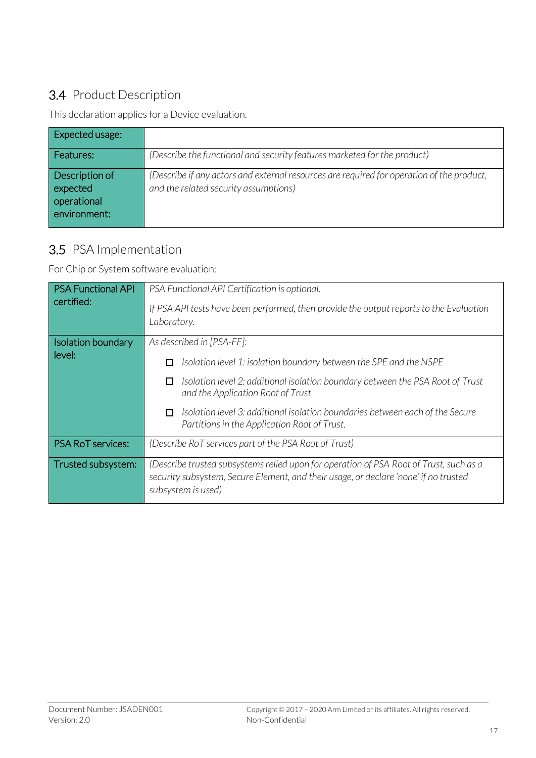## 3.4 Product Description

This declaration applies for a Device evaluation.

| Expected usage: | |
|---|---|
| Features: | *(Describe the functional and security features marketed for the product)* |
| Description of expected operational environment: | *(Describe if any actors and external resources are required for operation of the product, and the related security assumptions)* |

## 3.5 PSA Implementation

For Chip or System software evaluation:

| PSA Functional API certified: | *PSA Functional API Certification is optional.*<br><br>*If PSA API tests have been performed, then provide the output reports to the Evaluation Laboratory.* |
|---|---|
| Isolation boundary level: | *As described in [PSA-FF]:*<br><br>☐ *Isolation level 1: isolation boundary between the SPE and the NSPE*<br><br>☐ *Isolation level 2: additional isolation boundary between the PSA Root of Trust and the Application Root of Trust*<br><br>☐ *Isolation level 3: additional isolation boundaries between each of the Secure Partitions in the Application Root of Trust.* |
| PSA RoT services: | *(Describe RoT services part of the PSA Root of Trust)* |
| Trusted subsystem: | *(Describe trusted subsystems relied upon for operation of PSA Root of Trust, such as a security subsystem, Secure Element, and their usage, or declare 'none' if no trusted subsystem is used)* |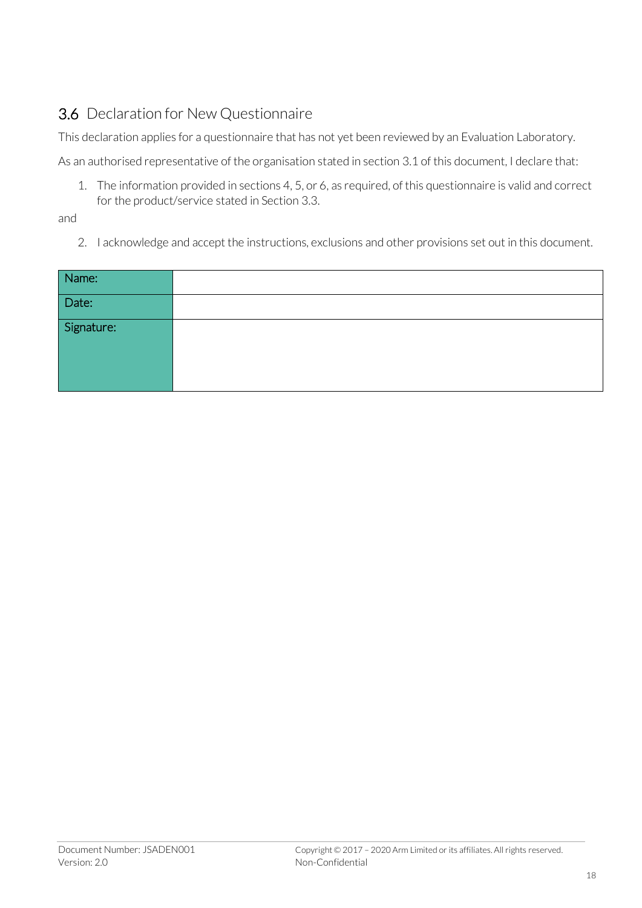## 3.6 Declaration for New Questionnaire

This declaration applies for a questionnaire that has not yet been reviewed by an Evaluation Laboratory.

As an authorised representative of the organisation stated in section 3.1 of this document, I declare that:

1. The information provided in sections 4, 5, or 6, as required, of this questionnaire is valid and correct for the product/service stated in Section 3.3.

and

2. I acknowledge and accept the instructions, exclusions and other provisions set out in this document.

| Name: | |
|---|---|
| Date: | |
| Signature: | |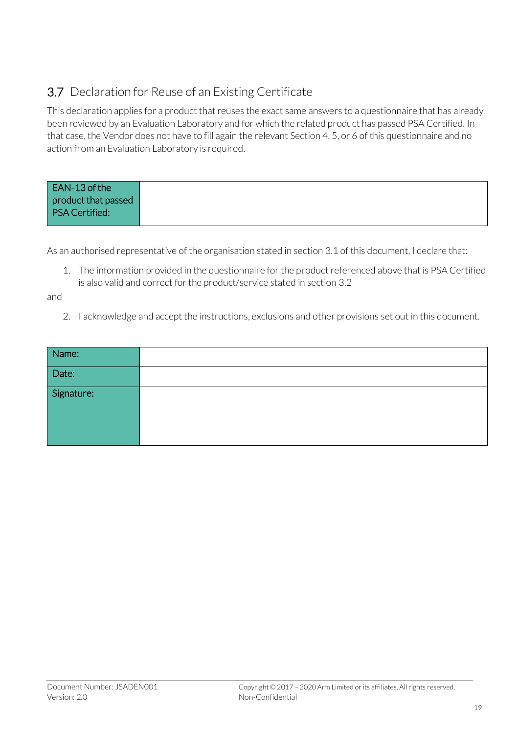## 3.7 Declaration for Reuse of an Existing Certificate

This declaration applies for a product that reuses the exact same answers to a questionnaire that has already been reviewed by an Evaluation Laboratory and for which the related product has passed PSA Certified. In that case, the Vendor does not have to fill again the relevant Section 4, 5, or 6 of this questionnaire and no action from an Evaluation Laboratory is required.

| EAN-13 of the product that passed PSA Certified: | |
|---|---|

As an authorised representative of the organisation stated in section 3.1 of this document, I declare that:

1. The information provided in the questionnaire for the product referenced above that is PSA Certified is also valid and correct for the product/service stated in section 3.2

and

2. I acknowledge and accept the instructions, exclusions and other provisions set out in this document.

| Name: | |
|---|---|
| Date: | |
| Signature: | |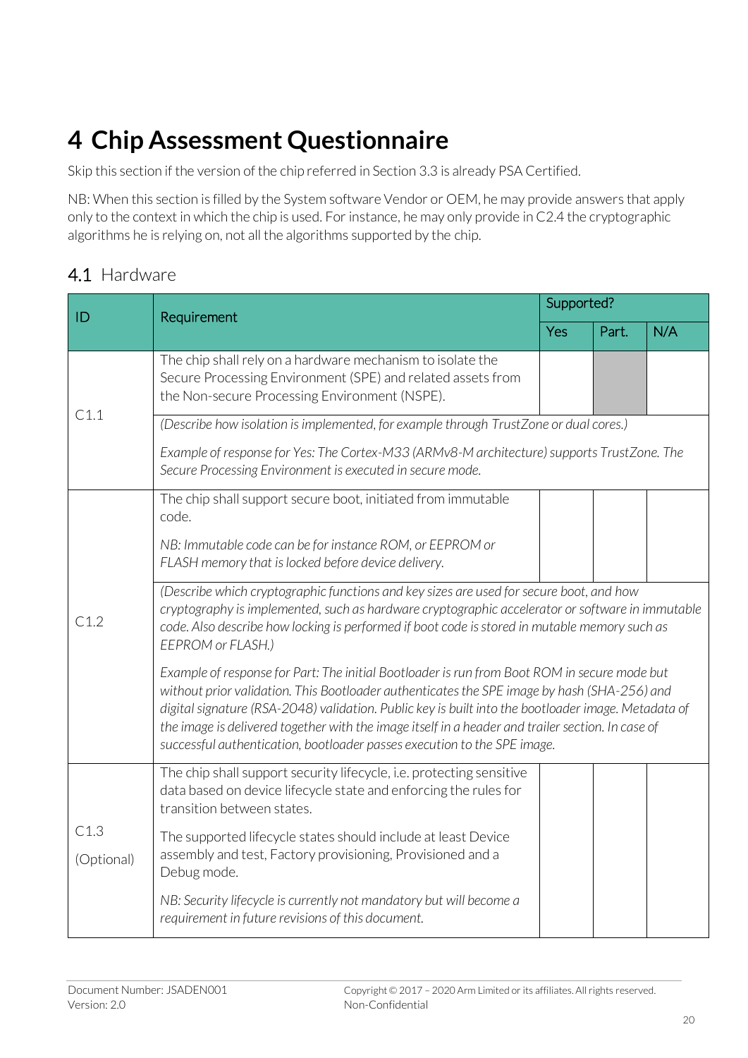# 4 Chip Assessment Questionnaire

Skip this section if the version of the chip referred in Section 3.3 is already PSA Certified.

NB: When this section is filled by the System software Vendor or OEM, he may provide answers that apply only to the context in which the chip is used. For instance, he may only provide in C2.4 the cryptographic algorithms he is relying on, not all the algorithms supported by the chip.

## 4.1 Hardware

| ID | Requirement | Supported? | | |
|---|---|---|---|---|
| | | Yes | Part. | N/A |
| C1.1 | The chip shall rely on a hardware mechanism to isolate the Secure Processing Environment (SPE) and related assets from the Non-secure Processing Environment (NSPE). | | | |
| | *(Describe how isolation is implemented, for example through TrustZone or dual cores.)*<br><br>*Example of response for Yes: The Cortex-M33 (ARMv8-M architecture) supports TrustZone. The Secure Processing Environment is executed in secure mode.* | | | |
| C1.2 | The chip shall support secure boot, initiated from immutable code.<br><br>*NB: Immutable code can be for instance ROM, or EEPROM or FLASH memory that is locked before device delivery.* | | | |
| | *(Describe which cryptographic functions and key sizes are used for secure boot, and how cryptography is implemented, such as hardware cryptographic accelerator or software in immutable code. Also describe how locking is performed if boot code is stored in mutable memory such as EEPROM or FLASH.)*<br><br>*Example of response for Part: The initial Bootloader is run from Boot ROM in secure mode but without prior validation. This Bootloader authenticates the SPE image by hash (SHA-256) and digital signature (RSA-2048) validation. Public key is built into the bootloader image. Metadata of the image is delivered together with the image itself in a header and trailer section. In case of successful authentication, bootloader passes execution to the SPE image.* | | | |
| C1.3 (Optional) | The chip shall support security lifecycle, i.e. protecting sensitive data based on device lifecycle state and enforcing the rules for transition between states.<br><br>The supported lifecycle states should include at least Device assembly and test, Factory provisioning, Provisioned and a Debug mode.<br><br>*NB: Security lifecycle is currently not mandatory but will become a requirement in future revisions of this document.* | | | |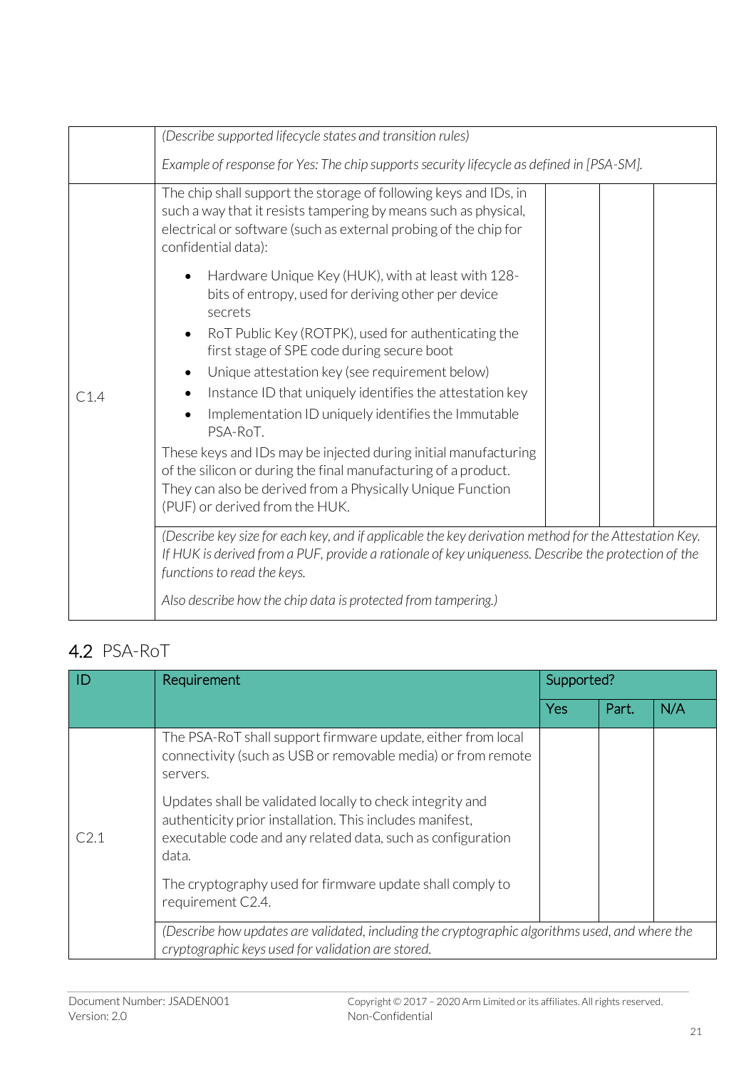| | | | | |
|---|---|---|---|---|
| | *(Describe supported lifecycle states and transition rules)*<br><br>*Example of response for Yes: The chip supports security lifecycle as defined in [PSA-SM].* | | | |
| C1.4 | The chip shall support the storage of following keys and IDs, in such a way that it resists tampering by means such as physical, electrical or software (such as external probing of the chip for confidential data):<br><br>• Hardware Unique Key (HUK), with at least with 128-bits of entropy, used for deriving other per device secrets<br>• RoT Public Key (ROTPK), used for authenticating the first stage of SPE code during secure boot<br>• Unique attestation key (see requirement below)<br>• Instance ID that uniquely identifies the attestation key<br>• Implementation ID uniquely identifies the Immutable PSA-RoT.<br><br>These keys and IDs may be injected during initial manufacturing of the silicon or during the final manufacturing of a product. They can also be derived from a Physically Unique Function (PUF) or derived from the HUK. | | | |
| | *(Describe key size for each key, and if applicable the key derivation method for the Attestation Key. If HUK is derived from a PUF, provide a rationale of key uniqueness. Describe the protection of the functions to read the keys.*<br><br>*Also describe how the chip data is protected from tampering.)* | | | |

## 4.2 PSA-RoT

| ID | Requirement | Supported? | | |
|---|---|---|---|---|
| | | Yes | Part. | N/A |
| C2.1 | The PSA-RoT shall support firmware update, either from local connectivity (such as USB or removable media) or from remote servers.<br><br>Updates shall be validated locally to check integrity and authenticity prior installation. This includes manifest, executable code and any related data, such as configuration data.<br><br>The cryptography used for firmware update shall comply to requirement C2.4. | | | |
| | *(Describe how updates are validated, including the cryptographic algorithms used, and where the cryptographic keys used for validation are stored.* | | | |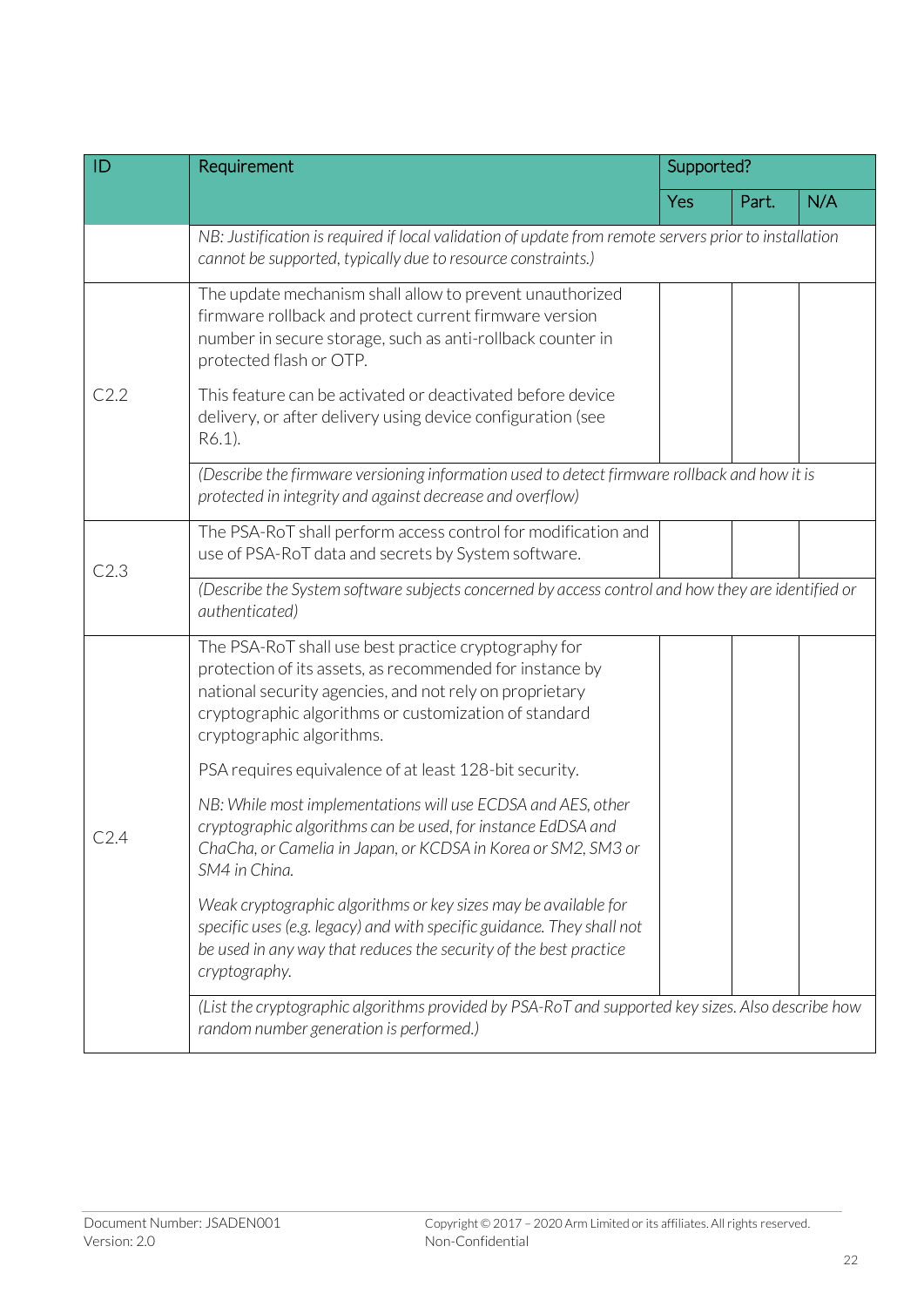| ID | Requirement | Supported? | | |
|---|---|---|---|---|
| | | Yes | Part. | N/A |
| | *NB: Justification is required if local validation of update from remote servers prior to installation cannot be supported, typically due to resource constraints.)* | | | |
| C2.2 | The update mechanism shall allow to prevent unauthorized firmware rollback and protect current firmware version number in secure storage, such as anti-rollback counter in protected flash or OTP.<br><br>This feature can be activated or deactivated before device delivery, or after delivery using device configuration (see R6.1). | | | |
| | *(Describe the firmware versioning information used to detect firmware rollback and how it is protected in integrity and against decrease and overflow)* | | | |
| C2.3 | The PSA-RoT shall perform access control for modification and use of PSA-RoT data and secrets by System software. | | | |
| | *(Describe the System software subjects concerned by access control and how they are identified or authenticated)* | | | |
| C2.4 | The PSA-RoT shall use best practice cryptography for protection of its assets, as recommended for instance by national security agencies, and not rely on proprietary cryptographic algorithms or customization of standard cryptographic algorithms.<br><br>PSA requires equivalence of at least 128-bit security.<br><br>*NB: While most implementations will use ECDSA and AES, other cryptographic algorithms can be used, for instance EdDSA and ChaCha, or Camelia in Japan, or KCDSA in Korea or SM2, SM3 or SM4 in China.*<br><br>*Weak cryptographic algorithms or key sizes may be available for specific uses (e.g. legacy) and with specific guidance. They shall not be used in any way that reduces the security of the best practice cryptography.* | | | |
| | *(List the cryptographic algorithms provided by PSA-RoT and supported key sizes. Also describe how random number generation is performed.)* | | | |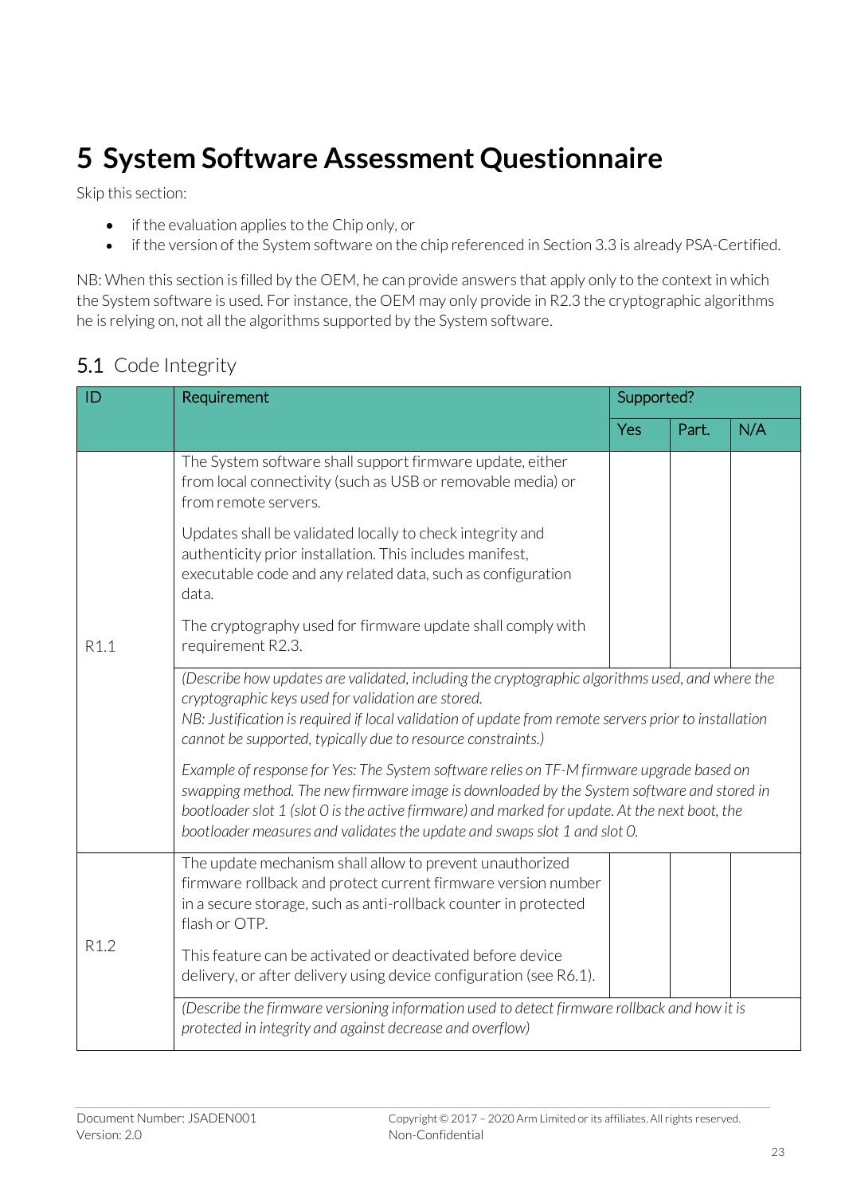# 5 System Software Assessment Questionnaire

Skip this section:

- if the evaluation applies to the Chip only, or
- if the version of the System software on the chip referenced in Section 3.3 is already PSA-Certified.

NB: When this section is filled by the OEM, he can provide answers that apply only to the context in which the System software is used. For instance, the OEM may only provide in R2.3 the cryptographic algorithms he is relying on, not all the algorithms supported by the System software.

## 5.1 Code Integrity

| ID | Requirement | Supported? | | |
|---|---|---|---|---|
| | | Yes | Part. | N/A |
| R1.1 | The System software shall support firmware update, either from local connectivity (such as USB or removable media) or from remote servers.<br><br>Updates shall be validated locally to check integrity and authenticity prior installation. This includes manifest, executable code and any related data, such as configuration data.<br><br>The cryptography used for firmware update shall comply with requirement R2.3. | | | |
| | *(Describe how updates are validated, including the cryptographic algorithms used, and where the cryptographic keys used for validation are stored.<br>NB: Justification is required if local validation of update from remote servers prior to installation cannot be supported, typically due to resource constraints.)*<br><br>*Example of response for Yes: The System software relies on TF-M firmware upgrade based on swapping method. The new firmware image is downloaded by the System software and stored in bootloader slot 1 (slot 0 is the active firmware) and marked for update. At the next boot, the bootloader measures and validates the update and swaps slot 1 and slot 0.* | | | |
| R1.2 | The update mechanism shall allow to prevent unauthorized firmware rollback and protect current firmware version number in a secure storage, such as anti-rollback counter in protected flash or OTP.<br><br>This feature can be activated or deactivated before device delivery, or after delivery using device configuration (see R6.1). | | | |
| | *(Describe the firmware versioning information used to detect firmware rollback and how it is protected in integrity and against decrease and overflow)* | | | |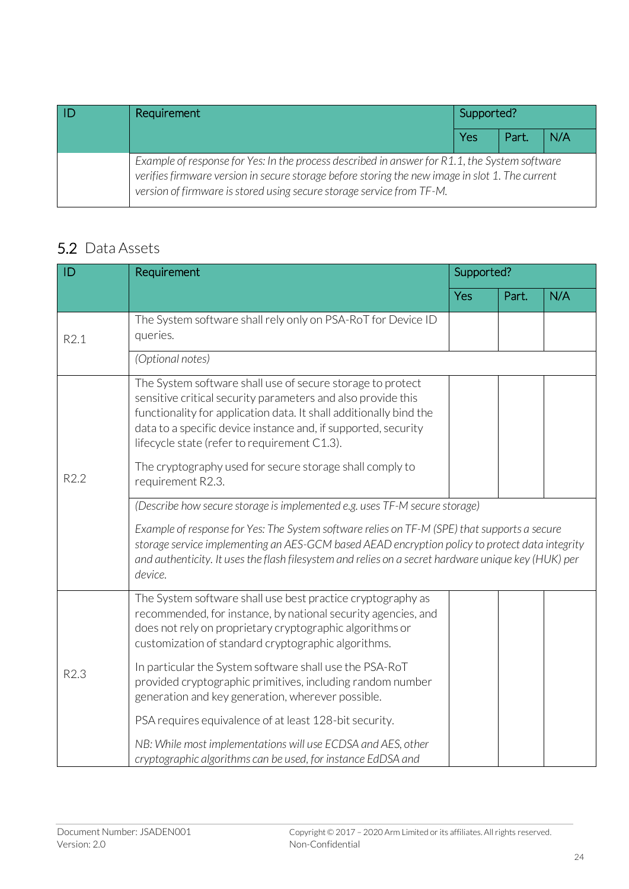| ID | Requirement | Supported? | | |
|---|---|---|---|---|
| | | Yes | Part. | N/A |
| | *Example of response for Yes: In the process described in answer for R1.1, the System software verifies firmware version in secure storage before storing the new image in slot 1. The current version of firmware is stored using secure storage service from TF-M.* | | | |

## 5.2 Data Assets

| ID | Requirement | Supported? | | |
|---|---|---|---|---|
| | | Yes | Part. | N/A |
| R2.1 | The System software shall rely only on PSA-RoT for Device ID queries. | | | |
| | *(Optional notes)* | | | |
| R2.2 | The System software shall use of secure storage to protect sensitive critical security parameters and also provide this functionality for application data. It shall additionally bind the data to a specific device instance and, if supported, security lifecycle state (refer to requirement C1.3).<br><br>The cryptography used for secure storage shall comply to requirement R2.3. | | | |
| | *(Describe how secure storage is implemented e.g. uses TF-M secure storage)*<br><br>*Example of response for Yes: The System software relies on TF-M (SPE) that supports a secure storage service implementing an AES-GCM based AEAD encryption policy to protect data integrity and authenticity. It uses the flash filesystem and relies on a secret hardware unique key (HUK) per device.* | | | |
| R2.3 | The System software shall use best practice cryptography as recommended, for instance, by national security agencies, and does not rely on proprietary cryptographic algorithms or customization of standard cryptographic algorithms.<br><br>In particular the System software shall use the PSA-RoT provided cryptographic primitives, including random number generation and key generation, wherever possible.<br><br>PSA requires equivalence of at least 128-bit security.<br><br>*NB: While most implementations will use ECDSA and AES, other cryptographic algorithms can be used, for instance EdDSA and* | | | |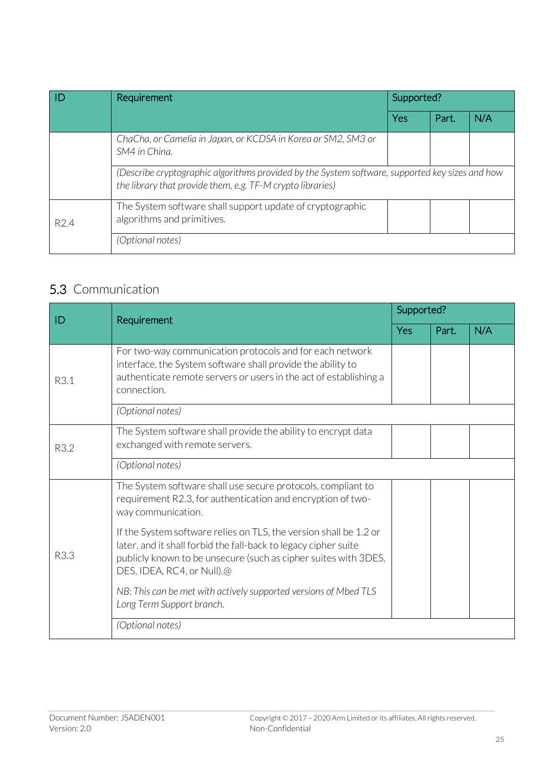| ID | Requirement | Supported? | | |
|---|---|---|---|---|
| | | Yes | Part. | N/A |
| | *ChaCha, or Camelia in Japan, or KCDSA in Korea or SM2, SM3 or SM4 in China.* | | | |
| | *(Describe cryptographic algorithms provided by the System software, supported key sizes and how the library that provide them, e.g. TF-M crypto libraries)* | | | |
| R2.4 | The System software shall support update of cryptographic algorithms and primitives. | | | |
| | *(Optional notes)* | | | |

## 5.3 Communication

| ID | Requirement | Supported? | | |
|---|---|---|---|---|
| | | Yes | Part. | N/A |
| R3.1 | For two-way communication protocols and for each network interface, the System software shall provide the ability to authenticate remote servers or users in the act of establishing a connection. | | | |
| | *(Optional notes)* | | | |
| R3.2 | The System software shall provide the ability to encrypt data exchanged with remote servers. | | | |
| | *(Optional notes)* | | | |
| R3.3 | The System software shall use secure protocols, compliant to requirement R2.3, for authentication and encryption of two-way communication.<br><br>If the System software relies on TLS, the version shall be 1.2 or later, and it shall forbid the fall-back to legacy cipher suite publicly known to be unsecure (such as cipher suites with 3DES, DES, IDEA, RC4, or Null).@<br><br>*NB: This can be met with actively supported versions of Mbed TLS Long Term Support branch.* | | | |
| | *(Optional notes)* | | | |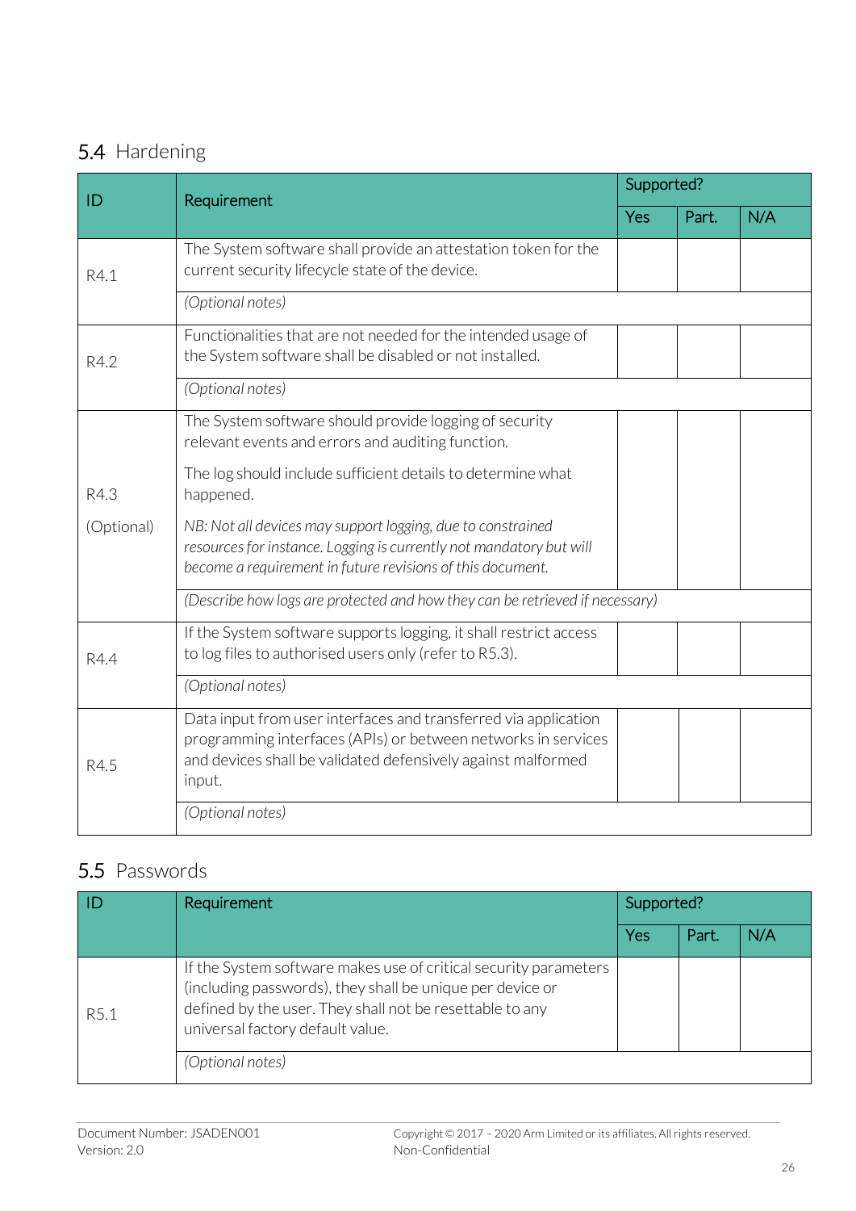## 5.4 Hardening

| ID | Requirement | Supported? | | |
|---|---|---|---|---|
| | | Yes | Part. | N/A |
| R4.1 | The System software shall provide an attestation token for the current security lifecycle state of the device. | | | |
| | *(Optional notes)* | | | |
| R4.2 | Functionalities that are not needed for the intended usage of the System software shall be disabled or not installed. | | | |
| | *(Optional notes)* | | | |
| R4.3 (Optional) | The System software should provide logging of security relevant events and errors and auditing function. The log should include sufficient details to determine what happened. *NB: Not all devices may support logging, due to constrained resources for instance. Logging is currently not mandatory but will become a requirement in future revisions of this document.* | | | |
| | *(Describe how logs are protected and how they can be retrieved if necessary)* | | | |
| R4.4 | If the System software supports logging, it shall restrict access to log files to authorised users only (refer to R5.3). | | | |
| | *(Optional notes)* | | | |
| R4.5 | Data input from user interfaces and transferred via application programming interfaces (APIs) or between networks in services and devices shall be validated defensively against malformed input. | | | |
| | *(Optional notes)* | | | |

## 5.5 Passwords

| ID | Requirement | Supported? | | |
|---|---|---|---|---|
| | | Yes | Part. | N/A |
| R5.1 | If the System software makes use of critical security parameters (including passwords), they shall be unique per device or defined by the user. They shall not be resettable to any universal factory default value. | | | |
| | *(Optional notes)* | | | |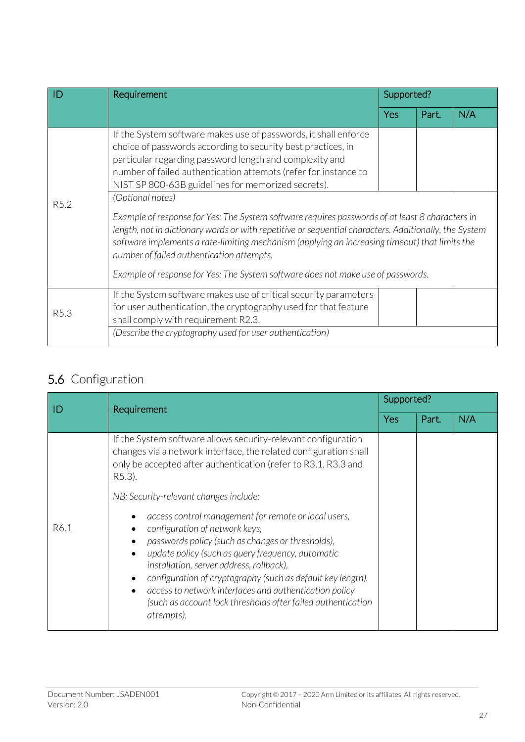| ID | Requirement | Supported? | | |
|---|---|---|---|---|
| | | Yes | Part. | N/A |
| R5.2 | If the System software makes use of passwords, it shall enforce choice of passwords according to security best practices, in particular regarding password length and complexity and number of failed authentication attempts (refer for instance to NIST SP 800-63B guidelines for memorized secrets). | | | |
| | *(Optional notes)*<br><br>*Example of response for Yes: The System software requires passwords of at least 8 characters in length, not in dictionary words or with repetitive or sequential characters. Additionally, the System software implements a rate-limiting mechanism (applying an increasing timeout) that limits the number of failed authentication attempts.*<br><br>*Example of response for Yes: The System software does not make use of passwords.* | | | |
| R5.3 | If the System software makes use of critical security parameters for user authentication, the cryptography used for that feature shall comply with requirement R2.3. | | | |
| | *(Describe the cryptography used for user authentication)* | | | |

## 5.6 Configuration

| ID | Requirement | Supported? | | |
|---|---|---|---|---|
| | | Yes | Part. | N/A |
| R6.1 | If the System software allows security-relevant configuration changes via a network interface, the related configuration shall only be accepted after authentication (refer to R3.1, R3.3 and R5.3).<br><br>*NB: Security-relevant changes include:*<br>• *access control management for remote or local users,*<br>• *configuration of network keys,*<br>• *passwords policy (such as changes or thresholds),*<br>• *update policy (such as query frequency, automatic installation, server address, rollback),*<br>• *configuration of cryptography (such as default key length),*<br>• *access to network interfaces and authentication policy (such as account lock thresholds after failed authentication attempts).* | | | |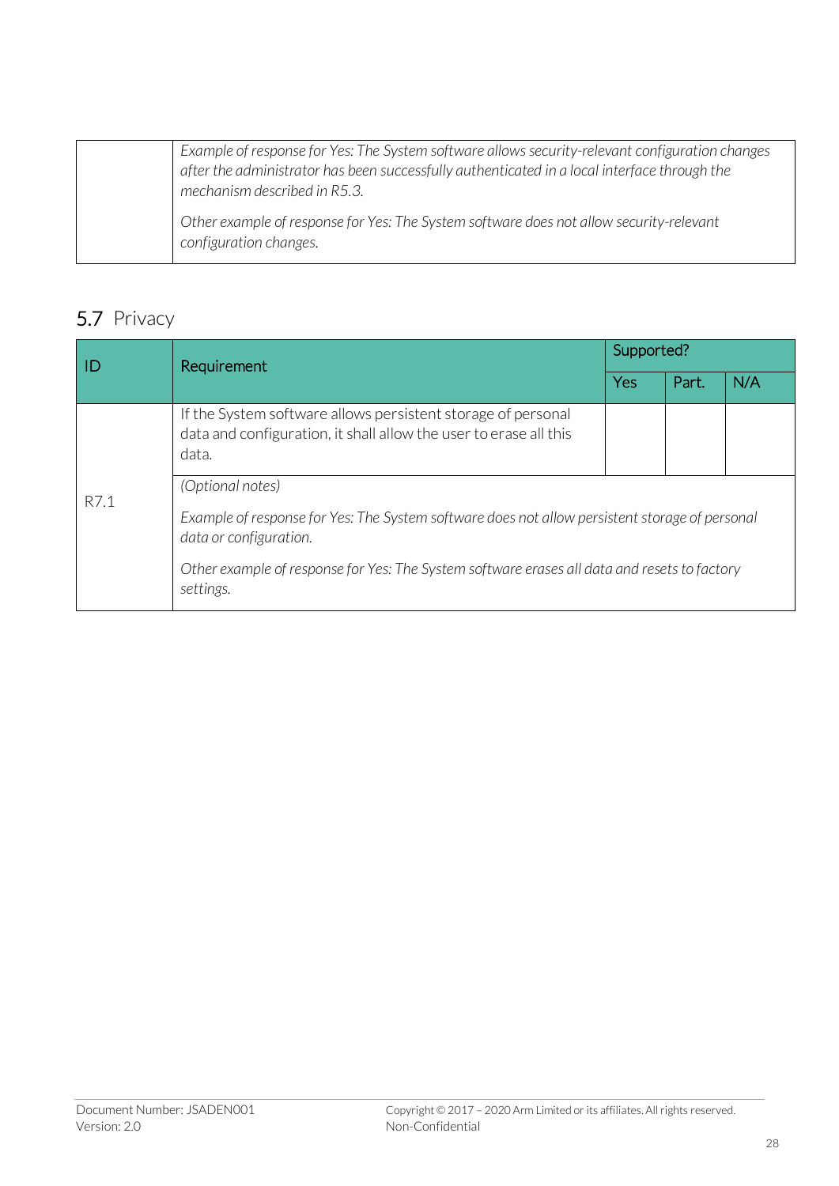| | |
|---|---|
| | *Example of response for Yes: The System software allows security-relevant configuration changes after the administrator has been successfully authenticated in a local interface through the mechanism described in R5.3.*<br><br>*Other example of response for Yes: The System software does not allow security-relevant configuration changes.* |

## 5.7 Privacy

| ID | Requirement | Supported? | | |
|---|---|---|---|---|
| | | Yes | Part. | N/A |
| R7.1 | If the System software allows persistent storage of personal data and configuration, it shall allow the user to erase all this data. | | | |
| | *(Optional notes)*<br><br>*Example of response for Yes: The System software does not allow persistent storage of personal data or configuration.*<br><br>*Other example of response for Yes: The System software erases all data and resets to factory settings.* | | | |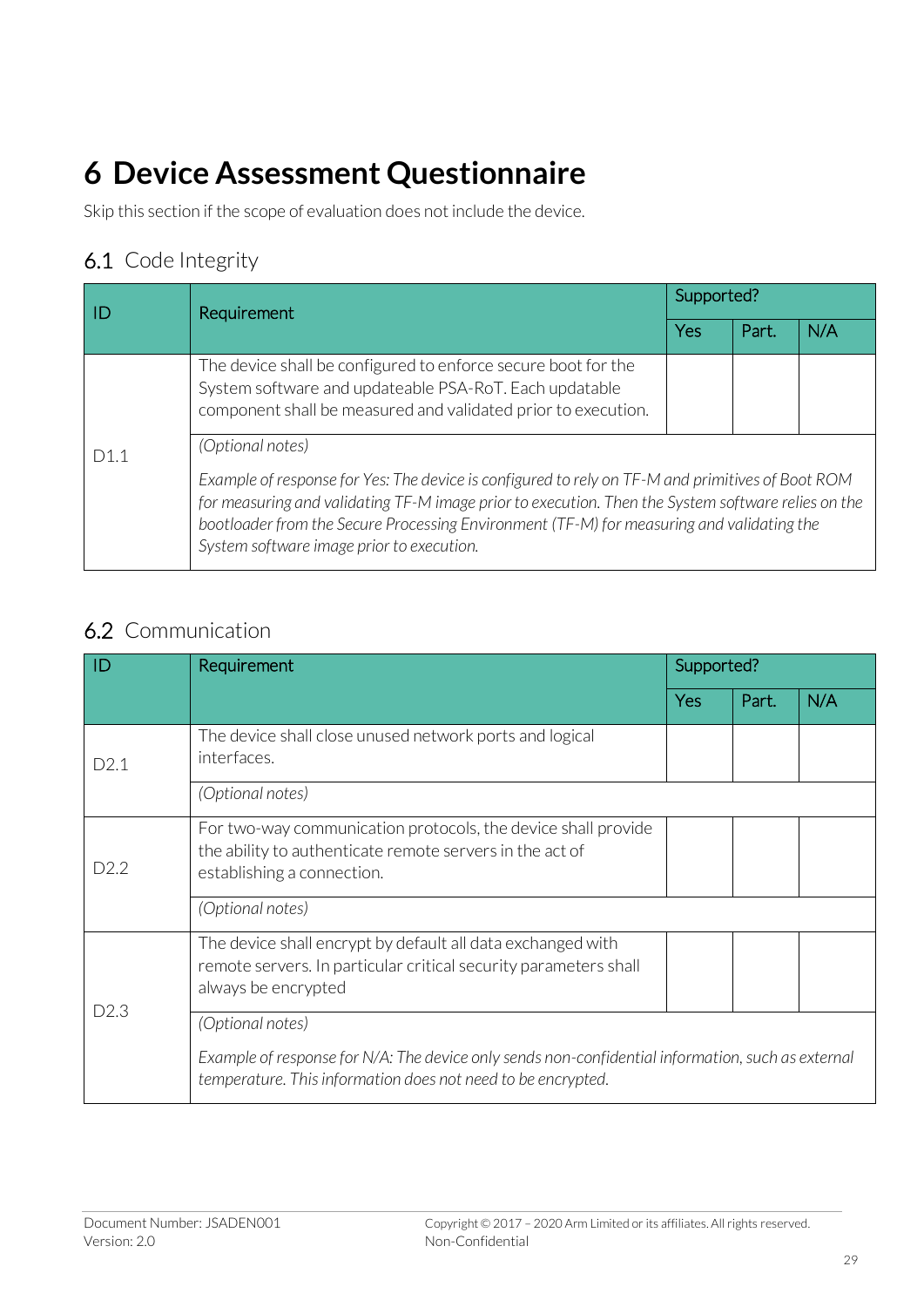# 6 Device Assessment Questionnaire

Skip this section if the scope of evaluation does not include the device.

## 6.1 Code Integrity

| ID | Requirement | Supported? | | |
|---|---|---|---|---|
| | | Yes | Part. | N/A |
| D1.1 | The device shall be configured to enforce secure boot for the System software and updateable PSA-RoT. Each updatable component shall be measured and validated prior to execution. | | | |
| | *(Optional notes)*<br><br>*Example of response for Yes: The device is configured to rely on TF-M and primitives of Boot ROM for measuring and validating TF-M image prior to execution. Then the System software relies on the bootloader from the Secure Processing Environment (TF-M) for measuring and validating the System software image prior to execution.* | | | |

## 6.2 Communication

| ID | Requirement | Supported? | | |
|---|---|---|---|---|
| | | Yes | Part. | N/A |
| D2.1 | The device shall close unused network ports and logical interfaces. | | | |
| | *(Optional notes)* | | | |
| D2.2 | For two-way communication protocols, the device shall provide the ability to authenticate remote servers in the act of establishing a connection. | | | |
| | *(Optional notes)* | | | |
| D2.3 | The device shall encrypt by default all data exchanged with remote servers. In particular critical security parameters shall always be encrypted | | | |
| | *(Optional notes)*<br><br>*Example of response for N/A: The device only sends non-confidential information, such as external temperature. This information does not need to be encrypted.* | | | |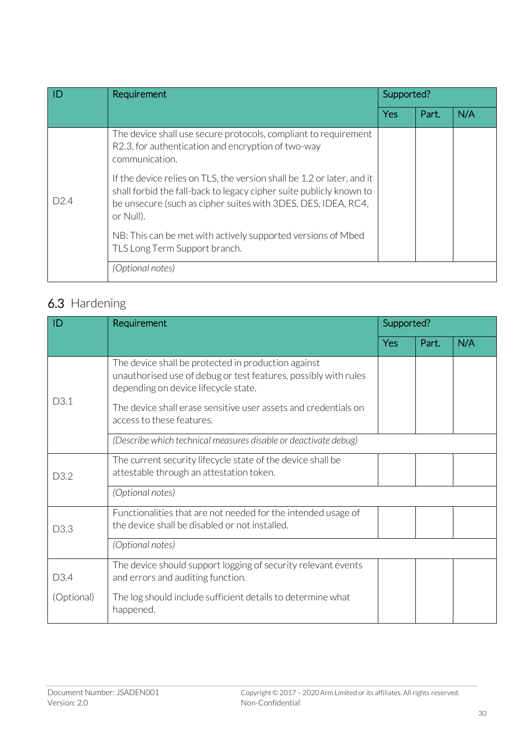| ID | Requirement | Supported? | | |
|---|---|---|---|---|
| | | Yes | Part. | N/A |
| D2.4 | The device shall use secure protocols, compliant to requirement R2.3, for authentication and encryption of two-way communication.<br><br>If the device relies on TLS, the version shall be 1.2 or later, and it shall forbid the fall-back to legacy cipher suite publicly known to be unsecure (such as cipher suites with 3DES, DES, IDEA, RC4, or Null).<br><br>NB: This can be met with actively supported versions of Mbed TLS Long Term Support branch. | | | |
| | *(Optional notes)* | | | |

## 6.3 Hardening

| ID | Requirement | Supported? | | |
|---|---|---|---|---|
| | | Yes | Part. | N/A |
| D3.1 | The device shall be protected in production against unauthorised use of debug or test features, possibly with rules depending on device lifecycle state.<br><br>The device shall erase sensitive user assets and credentials on access to these features. | | | |
| | *(Describe which technical measures disable or deactivate debug)* | | | |
| D3.2 | The current security lifecycle state of the device shall be attestable through an attestation token. | | | |
| | *(Optional notes)* | | | |
| D3.3 | Functionalities that are not needed for the intended usage of the device shall be disabled or not installed. | | | |
| | *(Optional notes)* | | | |
| D3.4<br><br>(Optional) | The device should support logging of security relevant events and errors and auditing function.<br><br>The log should include sufficient details to determine what happened. | | | |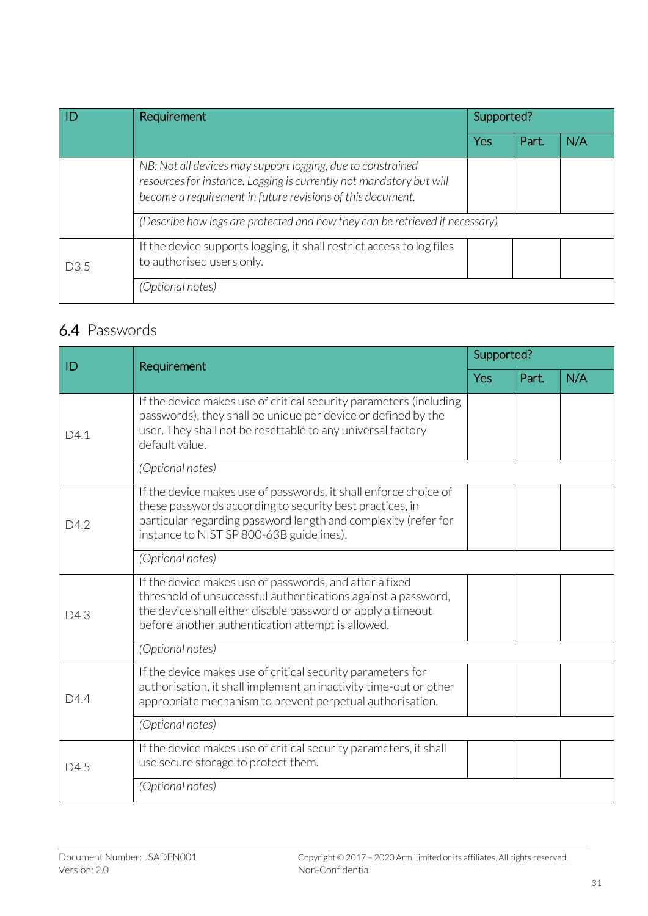| ID | Requirement | Supported? | | |
|---|---|---|---|---|
| | | Yes | Part. | N/A |
| | *NB: Not all devices may support logging, due to constrained resources for instance. Logging is currently not mandatory but will become a requirement in future revisions of this document.* | | | |
| | *(Describe how logs are protected and how they can be retrieved if necessary)* | | | |
| D3.5 | If the device supports logging, it shall restrict access to log files to authorised users only. | | | |
| | *(Optional notes)* | | | |

## 6.4 Passwords

| ID | Requirement | Supported? | | |
|---|---|---|---|---|
| | | Yes | Part. | N/A |
| D4.1 | If the device makes use of critical security parameters (including passwords), they shall be unique per device or defined by the user. They shall not be resettable to any universal factory default value. | | | |
| | *(Optional notes)* | | | |
| D4.2 | If the device makes use of passwords, it shall enforce choice of these passwords according to security best practices, in particular regarding password length and complexity (refer for instance to NIST SP 800-63B guidelines). | | | |
| | *(Optional notes)* | | | |
| D4.3 | If the device makes use of passwords, and after a fixed threshold of unsuccessful authentications against a password, the device shall either disable password or apply a timeout before another authentication attempt is allowed. | | | |
| | *(Optional notes)* | | | |
| D4.4 | If the device makes use of critical security parameters for authorisation, it shall implement an inactivity time-out or other appropriate mechanism to prevent perpetual authorisation. | | | |
| | *(Optional notes)* | | | |
| D4.5 | If the device makes use of critical security parameters, it shall use secure storage to protect them. | | | |
| | *(Optional notes)* | | | |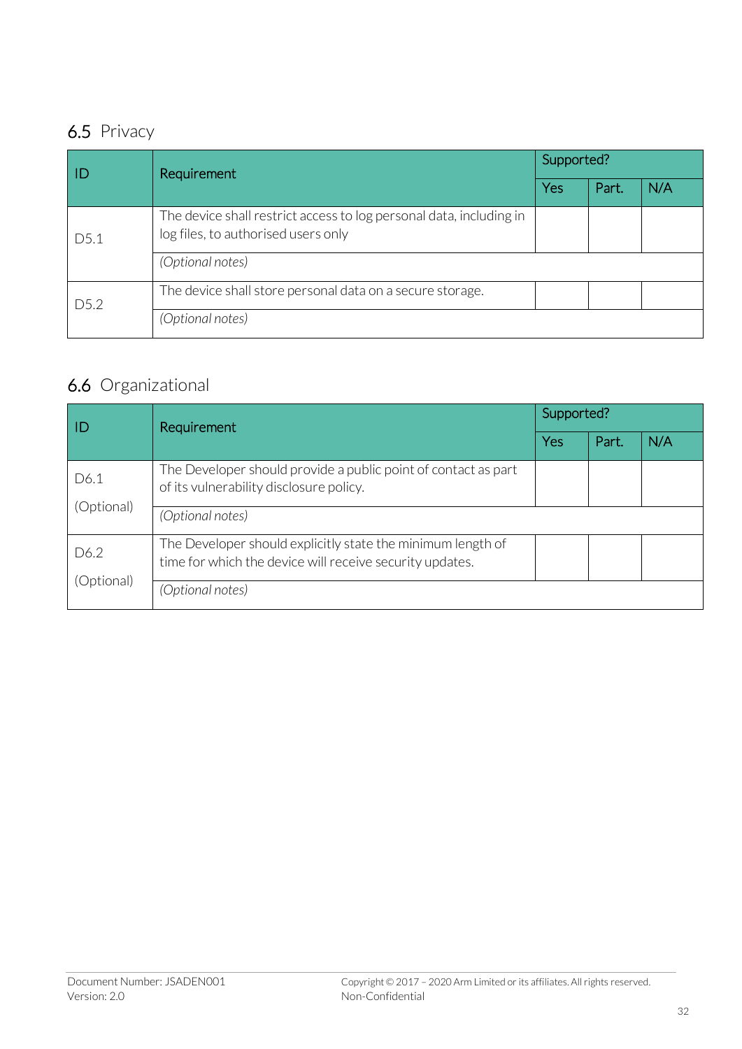## 6.5 Privacy

| ID | Requirement | Supported? | | |
|---|---|---|---|---|
| | | Yes | Part. | N/A |
| D5.1 | The device shall restrict access to log personal data, including in log files, to authorised users only | | | |
| | *(Optional notes)* | | | |
| D5.2 | The device shall store personal data on a secure storage. | | | |
| | *(Optional notes)* | | | |

## 6.6 Organizational

| ID | Requirement | Supported? | | |
|---|---|---|---|---|
| | | Yes | Part. | N/A |
| D6.1 (Optional) | The Developer should provide a public point of contact as part of its vulnerability disclosure policy. | | | |
| | *(Optional notes)* | | | |
| D6.2 (Optional) | The Developer should explicitly state the minimum length of time for which the device will receive security updates. | | | |
| | *(Optional notes)* | | | |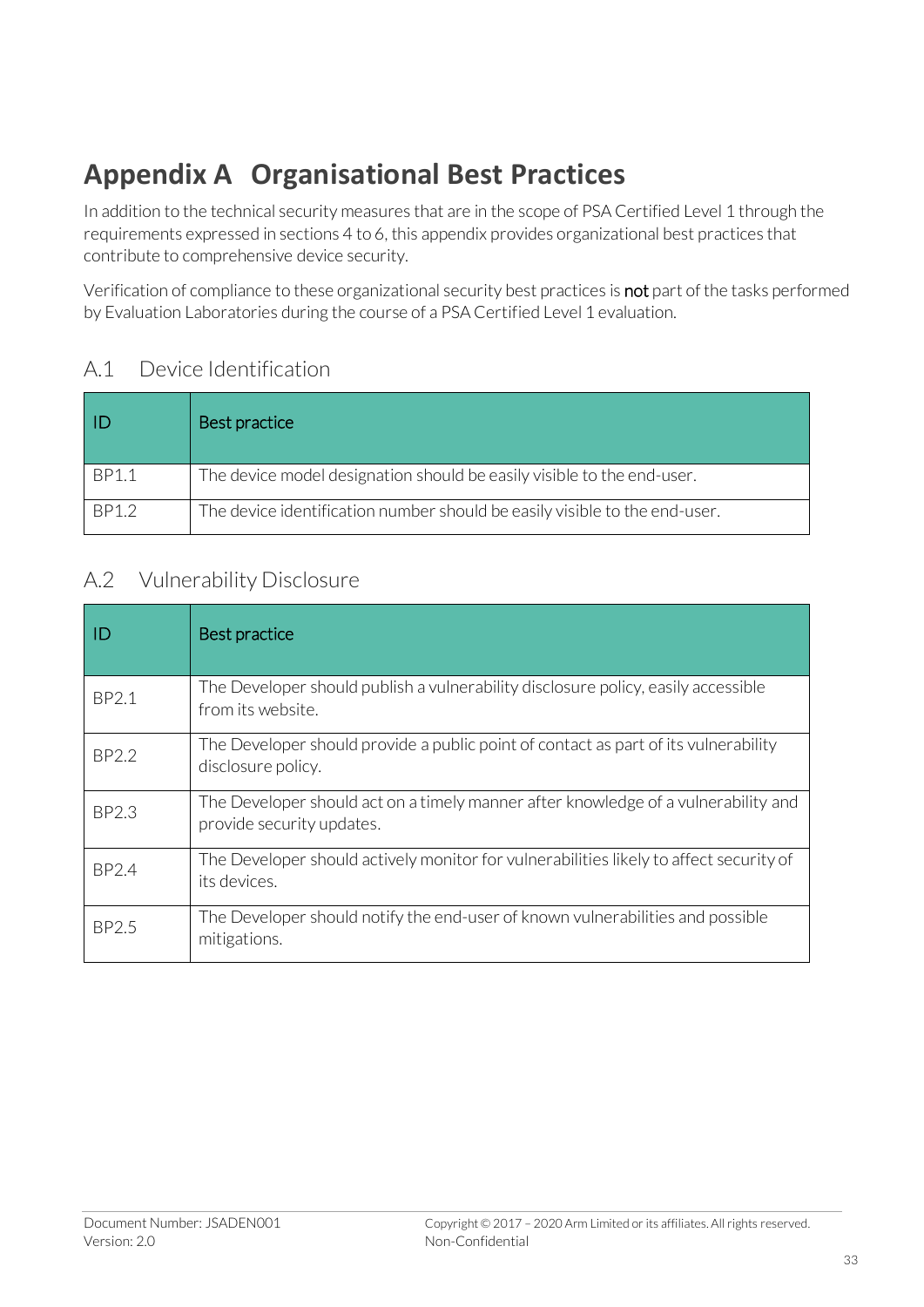# Appendix A Organisational Best Practices

In addition to the technical security measures that are in the scope of PSA Certified Level 1 through the requirements expressed in sections 4 to 6, this appendix provides organizational best practices that contribute to comprehensive device security.

Verification of compliance to these organizational security best practices is **not** part of the tasks performed by Evaluation Laboratories during the course of a PSA Certified Level 1 evaluation.

## A.1 Device Identification

| ID | Best practice |
| --- | --- |
| BP1.1 | The device model designation should be easily visible to the end-user. |
| BP1.2 | The device identification number should be easily visible to the end-user. |

## A.2 Vulnerability Disclosure

| ID | Best practice |
| --- | --- |
| BP2.1 | The Developer should publish a vulnerability disclosure policy, easily accessible from its website. |
| BP2.2 | The Developer should provide a public point of contact as part of its vulnerability disclosure policy. |
| BP2.3 | The Developer should act on a timely manner after knowledge of a vulnerability and provide security updates. |
| BP2.4 | The Developer should actively monitor for vulnerabilities likely to affect security of its devices. |
| BP2.5 | The Developer should notify the end-user of known vulnerabilities and possible mitigations. |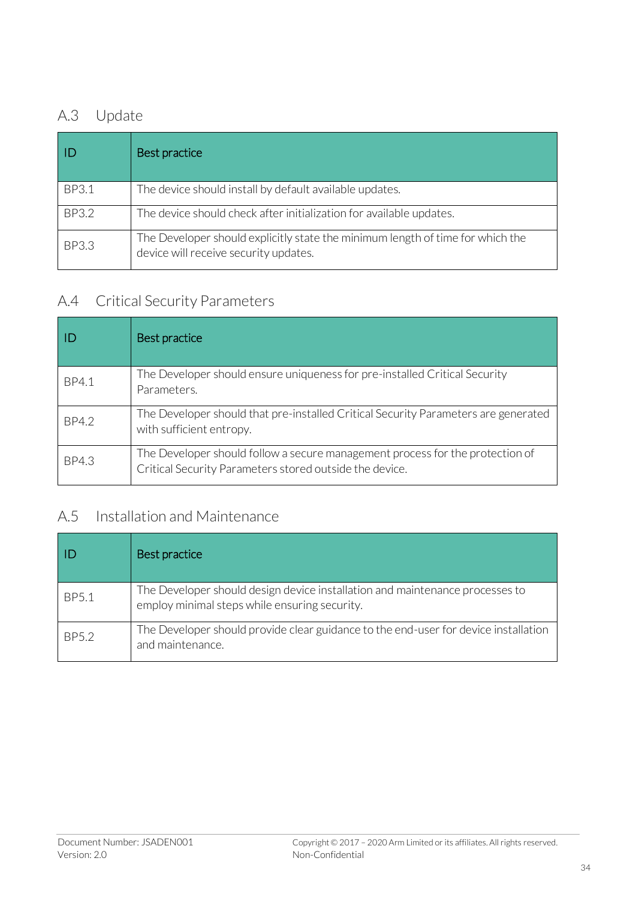## A.3 Update

| ID | Best practice |
|---|---|
| BP3.1 | The device should install by default available updates. |
| BP3.2 | The device should check after initialization for available updates. |
| BP3.3 | The Developer should explicitly state the minimum length of time for which the device will receive security updates. |

## A.4 Critical Security Parameters

| ID | Best practice |
|---|---|
| BP4.1 | The Developer should ensure uniqueness for pre-installed Critical Security Parameters. |
| BP4.2 | The Developer should that pre-installed Critical Security Parameters are generated with sufficient entropy. |
| BP4.3 | The Developer should follow a secure management process for the protection of Critical Security Parameters stored outside the device. |

## A.5 Installation and Maintenance

| ID | Best practice |
|---|---|
| BP5.1 | The Developer should design device installation and maintenance processes to employ minimal steps while ensuring security. |
| BP5.2 | The Developer should provide clear guidance to the end-user for device installation and maintenance. |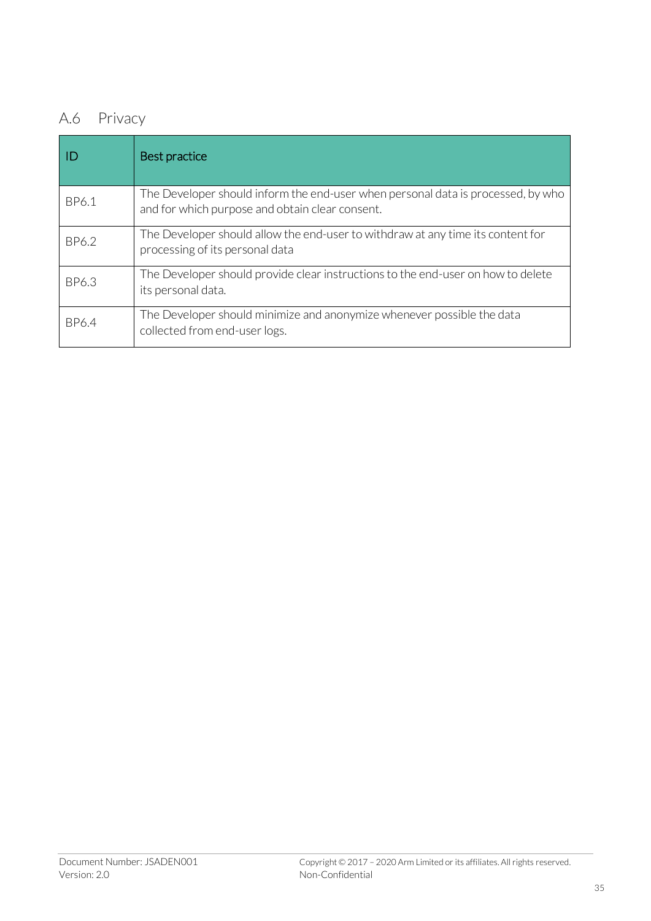## A.6 Privacy

| ID | Best practice |
| --- | --- |
| BP6.1 | The Developer should inform the end-user when personal data is processed, by who and for which purpose and obtain clear consent. |
| BP6.2 | The Developer should allow the end-user to withdraw at any time its content for processing of its personal data |
| BP6.3 | The Developer should provide clear instructions to the end-user on how to delete its personal data. |
| BP6.4 | The Developer should minimize and anonymize whenever possible the data collected from end-user logs. |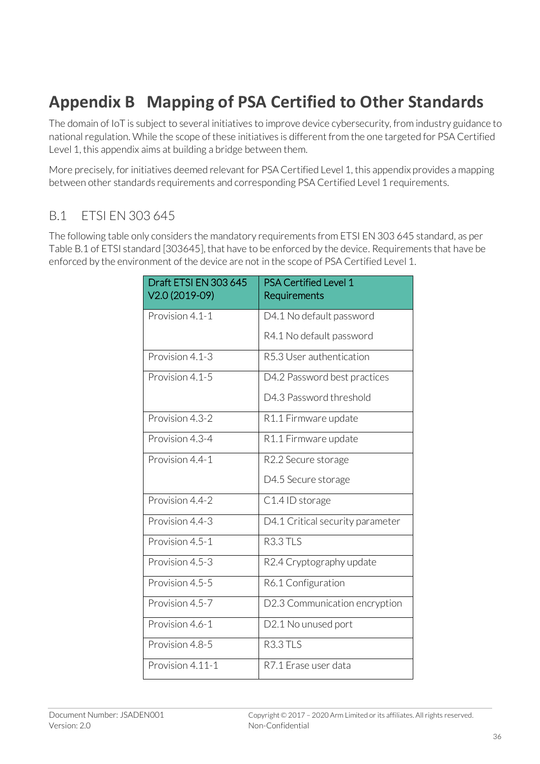# Appendix B Mapping of PSA Certified to Other Standards

The domain of IoT is subject to several initiatives to improve device cybersecurity, from industry guidance to national regulation. While the scope of these initiatives is different from the one targeted for PSA Certified Level 1, this appendix aims at building a bridge between them.

More precisely, for initiatives deemed relevant for PSA Certified Level 1, this appendix provides a mapping between other standards requirements and corresponding PSA Certified Level 1 requirements.

## B.1 ETSI EN 303 645

The following table only considers the mandatory requirements from ETSI EN 303 645 standard, as per Table B.1 of ETSI standard [303645], that have to be enforced by the device. Requirements that have be enforced by the environment of the device are not in the scope of PSA Certified Level 1.

| Draft ETSI EN 303 645 V2.0 (2019-09) | PSA Certified Level 1 Requirements |
| --- | --- |
| Provision 4.1-1 | D4.1 No default password<br>R4.1 No default password |
| Provision 4.1-3 | R5.3 User authentication |
| Provision 4.1-5 | D4.2 Password best practices<br>D4.3 Password threshold |
| Provision 4.3-2 | R1.1 Firmware update |
| Provision 4.3-4 | R1.1 Firmware update |
| Provision 4.4-1 | R2.2 Secure storage<br>D4.5 Secure storage |
| Provision 4.4-2 | C1.4 ID storage |
| Provision 4.4-3 | D4.1 Critical security parameter |
| Provision 4.5-1 | R3.3 TLS |
| Provision 4.5-3 | R2.4 Cryptography update |
| Provision 4.5-5 | R6.1 Configuration |
| Provision 4.5-7 | D2.3 Communication encryption |
| Provision 4.6-1 | D2.1 No unused port |
| Provision 4.8-5 | R3.3 TLS |
| Provision 4.11-1 | R7.1 Erase user data |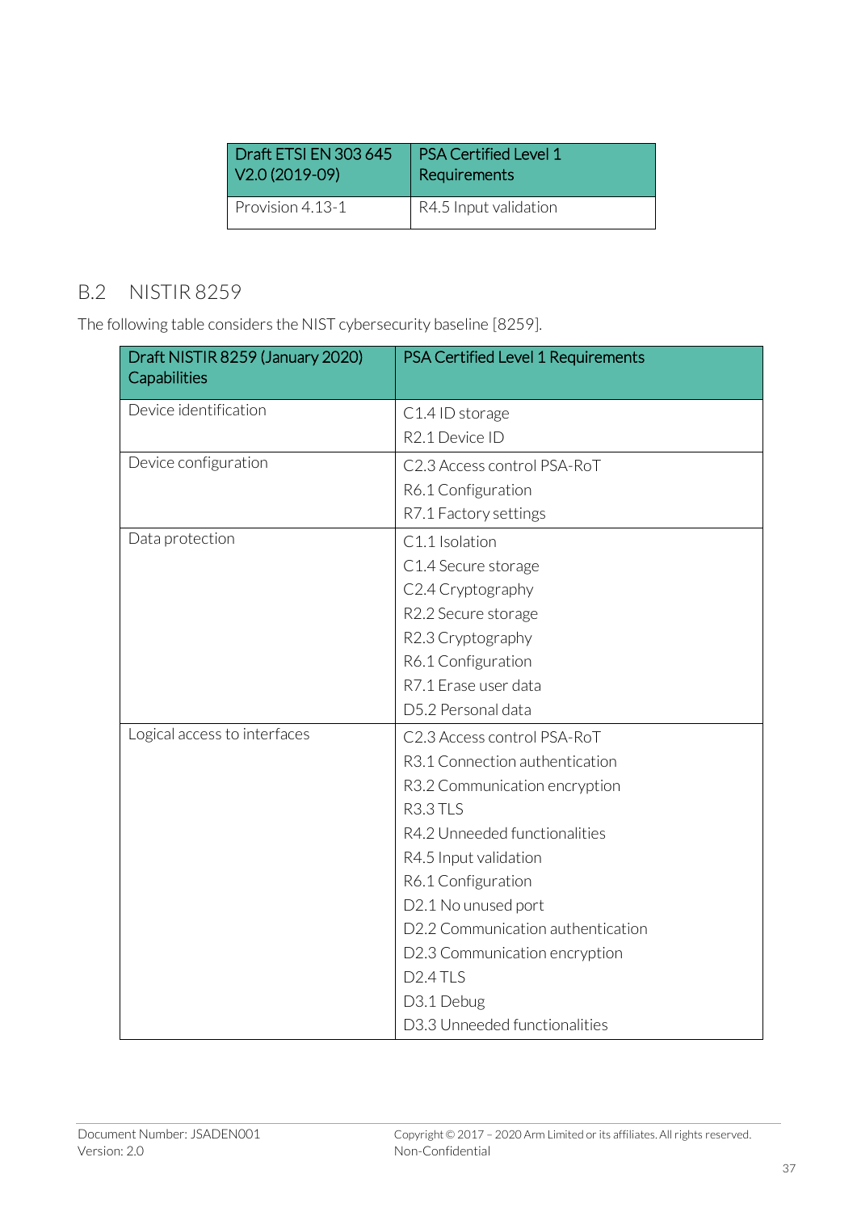| Draft ETSI EN 303 645 V2.0 (2019-09) | PSA Certified Level 1 Requirements |
|---|---|
| Provision 4.13-1 | R4.5 Input validation |

## B.2 NISTIR 8259

The following table considers the NIST cybersecurity baseline [8259].

| Draft NISTIR 8259 (January 2020) Capabilities | PSA Certified Level 1 Requirements |
|---|---|
| Device identification | C1.4 ID storage<br>R2.1 Device ID |
| Device configuration | C2.3 Access control PSA-RoT<br>R6.1 Configuration<br>R7.1 Factory settings |
| Data protection | C1.1 Isolation<br>C1.4 Secure storage<br>C2.4 Cryptography<br>R2.2 Secure storage<br>R2.3 Cryptography<br>R6.1 Configuration<br>R7.1 Erase user data<br>D5.2 Personal data |
| Logical access to interfaces | C2.3 Access control PSA-RoT<br>R3.1 Connection authentication<br>R3.2 Communication encryption<br>R3.3 TLS<br>R4.2 Unneeded functionalities<br>R4.5 Input validation<br>R6.1 Configuration<br>D2.1 No unused port<br>D2.2 Communication authentication<br>D2.3 Communication encryption<br>D2.4 TLS<br>D3.1 Debug<br>D3.3 Unneeded functionalities |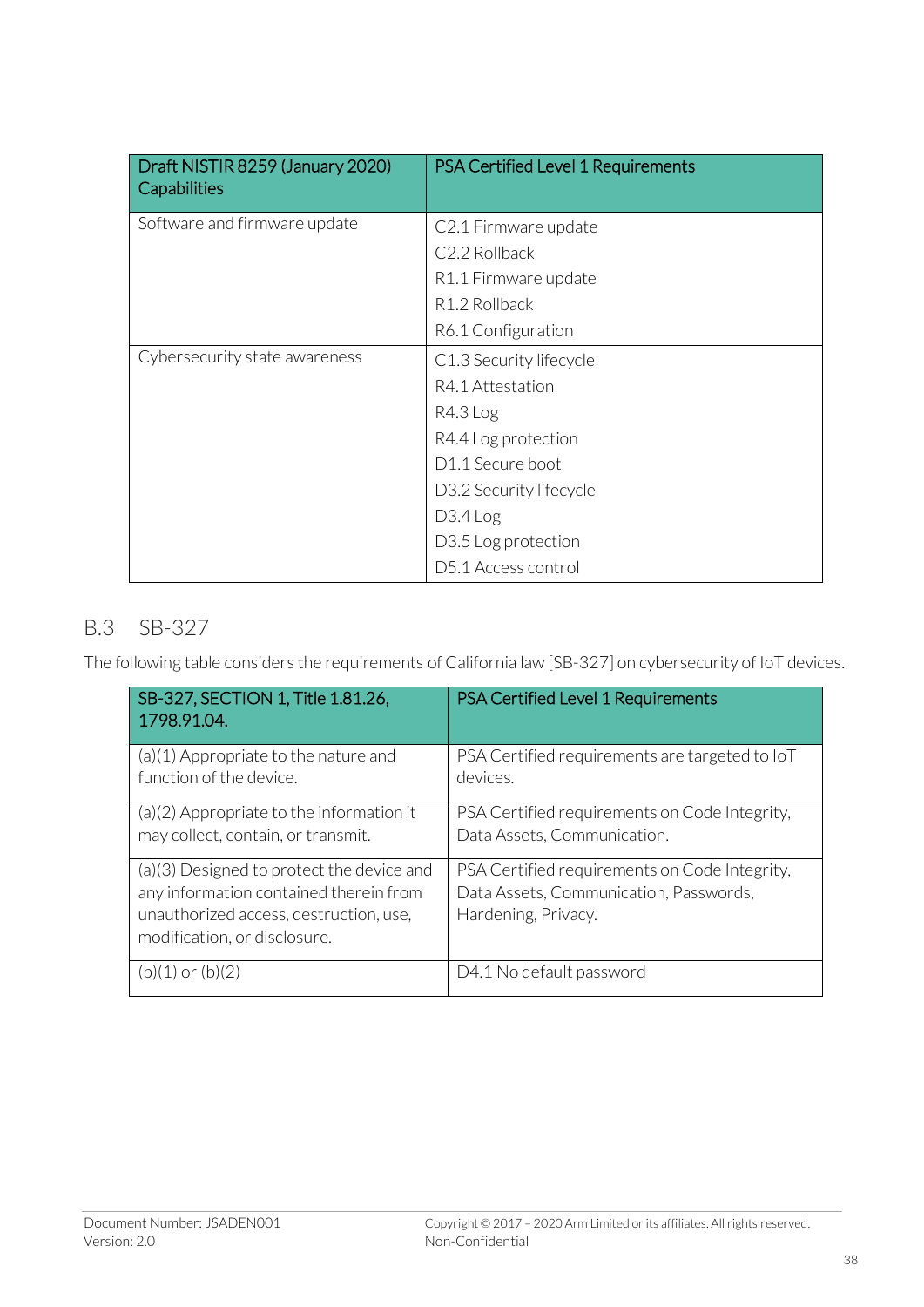| Draft NISTIR 8259 (January 2020) Capabilities | PSA Certified Level 1 Requirements |
|---|---|
| Software and firmware update | C2.1 Firmware update<br>C2.2 Rollback<br>R1.1 Firmware update<br>R1.2 Rollback<br>R6.1 Configuration |
| Cybersecurity state awareness | C1.3 Security lifecycle<br>R4.1 Attestation<br>R4.3 Log<br>R4.4 Log protection<br>D1.1 Secure boot<br>D3.2 Security lifecycle<br>D3.4 Log<br>D3.5 Log protection<br>D5.1 Access control |

## B.3 SB-327

The following table considers the requirements of California law [SB-327] on cybersecurity of IoT devices.

| SB-327, SECTION 1, Title 1.81.26, 1798.91.04. | PSA Certified Level 1 Requirements |
|---|---|
| (a)(1) Appropriate to the nature and function of the device. | PSA Certified requirements are targeted to IoT devices. |
| (a)(2) Appropriate to the information it may collect, contain, or transmit. | PSA Certified requirements on Code Integrity, Data Assets, Communication. |
| (a)(3) Designed to protect the device and any information contained therein from unauthorized access, destruction, use, modification, or disclosure. | PSA Certified requirements on Code Integrity, Data Assets, Communication, Passwords, Hardening, Privacy. |
| (b)(1) or (b)(2) | D4.1 No default password |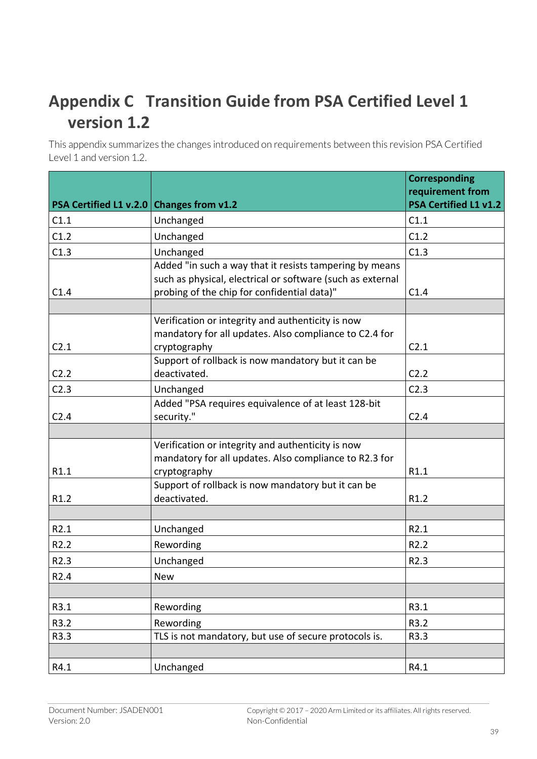# Appendix C Transition Guide from PSA Certified Level 1 version 1.2

This appendix summarizes the changes introduced on requirements between this revision PSA Certified Level 1 and version 1.2.

| PSA Certified L1 v.2.0 | Changes from v1.2 | Corresponding requirement from PSA Certified L1 v1.2 |
|---|---|---|
| C1.1 | Unchanged | C1.1 |
| C1.2 | Unchanged | C1.2 |
| C1.3 | Unchanged | C1.3 |
| C1.4 | Added "in such a way that it resists tampering by means such as physical, electrical or software (such as external probing of the chip for confidential data)" | C1.4 |
| | | |
| C2.1 | Verification or integrity and authenticity is now mandatory for all updates. Also compliance to C2.4 for cryptography | C2.1 |
| C2.2 | Support of rollback is now mandatory but it can be deactivated. | C2.2 |
| C2.3 | Unchanged | C2.3 |
| C2.4 | Added "PSA requires equivalence of at least 128-bit security." | C2.4 |
| | | |
| R1.1 | Verification or integrity and authenticity is now mandatory for all updates. Also compliance to R2.3 for cryptography | R1.1 |
| R1.2 | Support of rollback is now mandatory but it can be deactivated. | R1.2 |
| | | |
| R2.1 | Unchanged | R2.1 |
| R2.2 | Rewording | R2.2 |
| R2.3 | Unchanged | R2.3 |
| R2.4 | New | |
| | | |
| R3.1 | Rewording | R3.1 |
| R3.2 | Rewording | R3.2 |
| R3.3 | TLS is not mandatory, but use of secure protocols is. | R3.3 |
| | | |
| R4.1 | Unchanged | R4.1 |

Document Number: JSADEN001
Version: 2.0

Copyright © 2017 – 2020 Arm Limited or its affiliates. All rights reserved.
Non-Confidential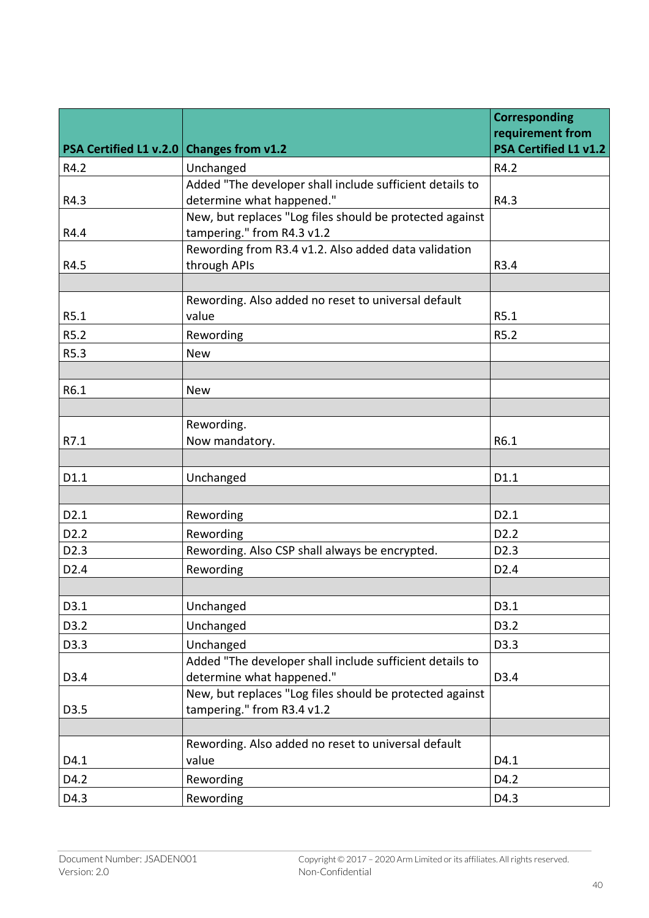| PSA Certified L1 v.2.0 | Changes from v1.2 | Corresponding requirement from PSA Certified L1 v1.2 |
|---|---|---|
| R4.2 | Unchanged | R4.2 |
| R4.3 | Added "The developer shall include sufficient details to determine what happened." | R4.3 |
| R4.4 | New, but replaces "Log files should be protected against tampering." from R4.3 v1.2 | |
| R4.5 | Rewording from R3.4 v1.2. Also added data validation through APIs | R3.4 |
| | | |
| R5.1 | Rewording. Also added no reset to universal default value | R5.1 |
| R5.2 | Rewording | R5.2 |
| R5.3 | New | |
| | | |
| R6.1 | New | |
| | | |
| R7.1 | Rewording.<br>Now mandatory. | R6.1 |
| | | |
| D1.1 | Unchanged | D1.1 |
| | | |
| D2.1 | Rewording | D2.1 |
| D2.2 | Rewording | D2.2 |
| D2.3 | Rewording. Also CSP shall always be encrypted. | D2.3 |
| D2.4 | Rewording | D2.4 |
| | | |
| D3.1 | Unchanged | D3.1 |
| D3.2 | Unchanged | D3.2 |
| D3.3 | Unchanged | D3.3 |
| D3.4 | Added "The developer shall include sufficient details to determine what happened." | D3.4 |
| D3.5 | New, but replaces "Log files should be protected against tampering." from R3.4 v1.2 | |
| | | |
| D4.1 | Rewording. Also added no reset to universal default value | D4.1 |
| D4.2 | Rewording | D4.2 |
| D4.3 | Rewording | D4.3 |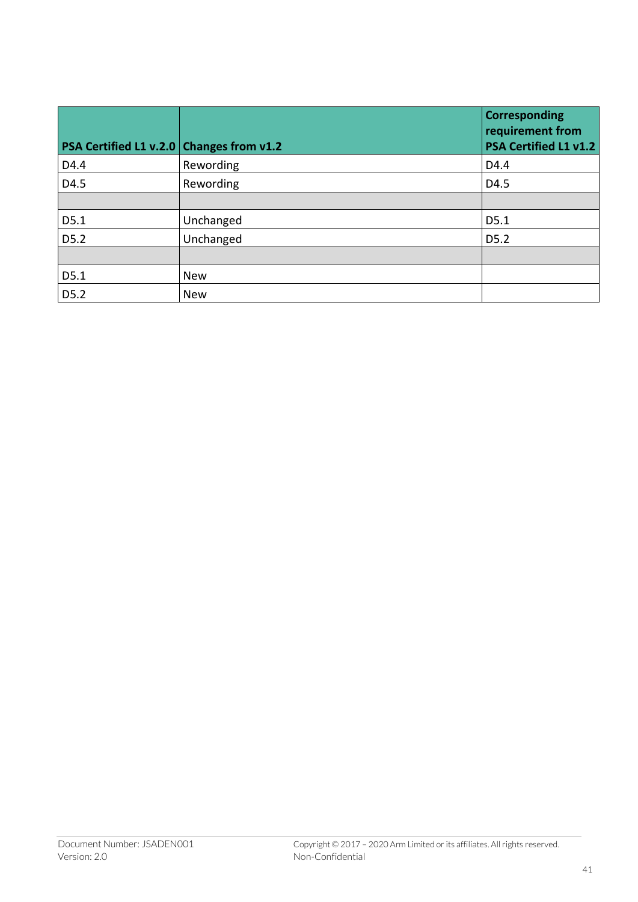| PSA Certified L1 v.2.0 | Changes from v1.2 | Corresponding requirement from PSA Certified L1 v1.2 |
|---|---|---|
| D4.4 | Rewording | D4.4 |
| D4.5 | Rewording | D4.5 |
| | | |
| D5.1 | Unchanged | D5.1 |
| D5.2 | Unchanged | D5.2 |
| | | |
| D5.1 | New | |
| D5.2 | New | |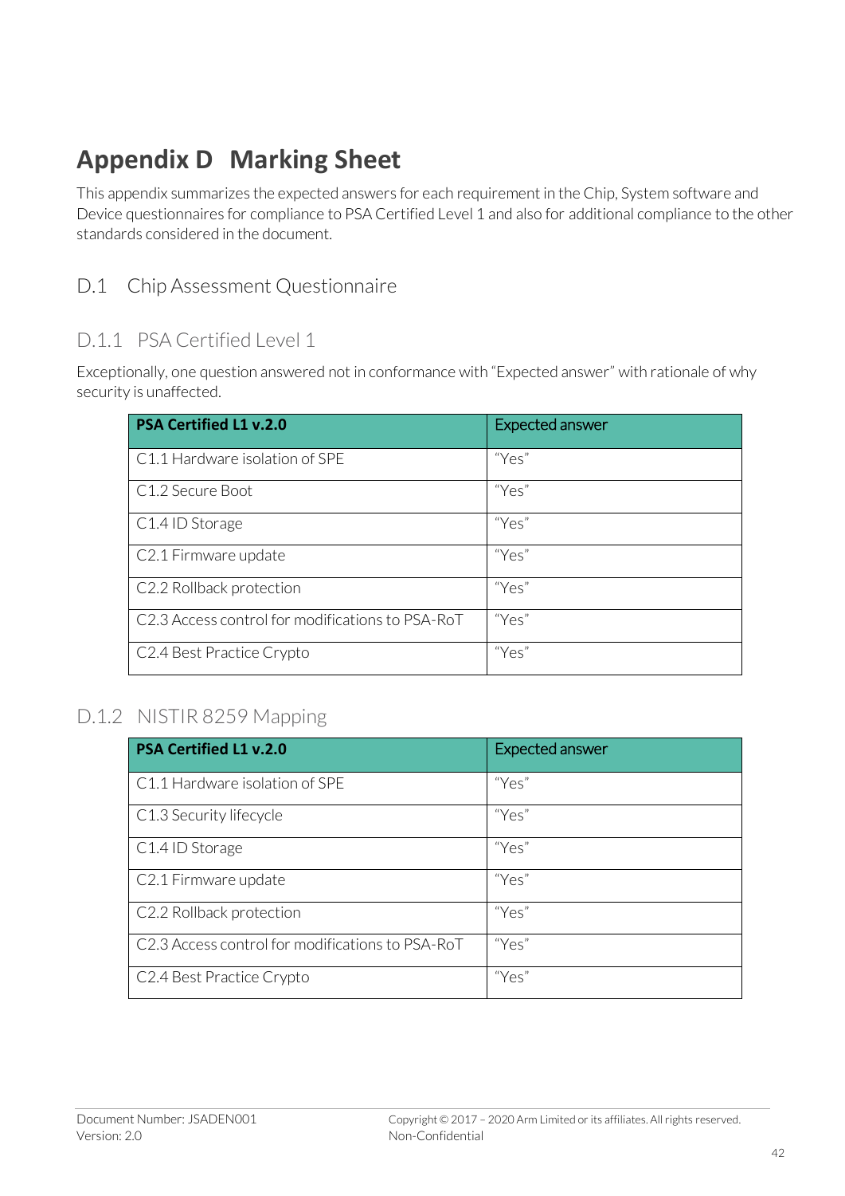# Appendix D Marking Sheet

This appendix summarizes the expected answers for each requirement in the Chip, System software and Device questionnaires for compliance to PSA Certified Level 1 and also for additional compliance to the other standards considered in the document.

## D.1 Chip Assessment Questionnaire

### D.1.1 PSA Certified Level 1

Exceptionally, one question answered not in conformance with "Expected answer" with rationale of why security is unaffected.

| **PSA Certified L1 v.2.0** | Expected answer |
|---|---|
| C1.1 Hardware isolation of SPE | "Yes" |
| C1.2 Secure Boot | "Yes" |
| C1.4 ID Storage | "Yes" |
| C2.1 Firmware update | "Yes" |
| C2.2 Rollback protection | "Yes" |
| C2.3 Access control for modifications to PSA-RoT | "Yes" |
| C2.4 Best Practice Crypto | "Yes" |

### D.1.2 NISTIR 8259 Mapping

| **PSA Certified L1 v.2.0** | Expected answer |
|---|---|
| C1.1 Hardware isolation of SPE | "Yes" |
| C1.3 Security lifecycle | "Yes" |
| C1.4 ID Storage | "Yes" |
| C2.1 Firmware update | "Yes" |
| C2.2 Rollback protection | "Yes" |
| C2.3 Access control for modifications to PSA-RoT | "Yes" |
| C2.4 Best Practice Crypto | "Yes" |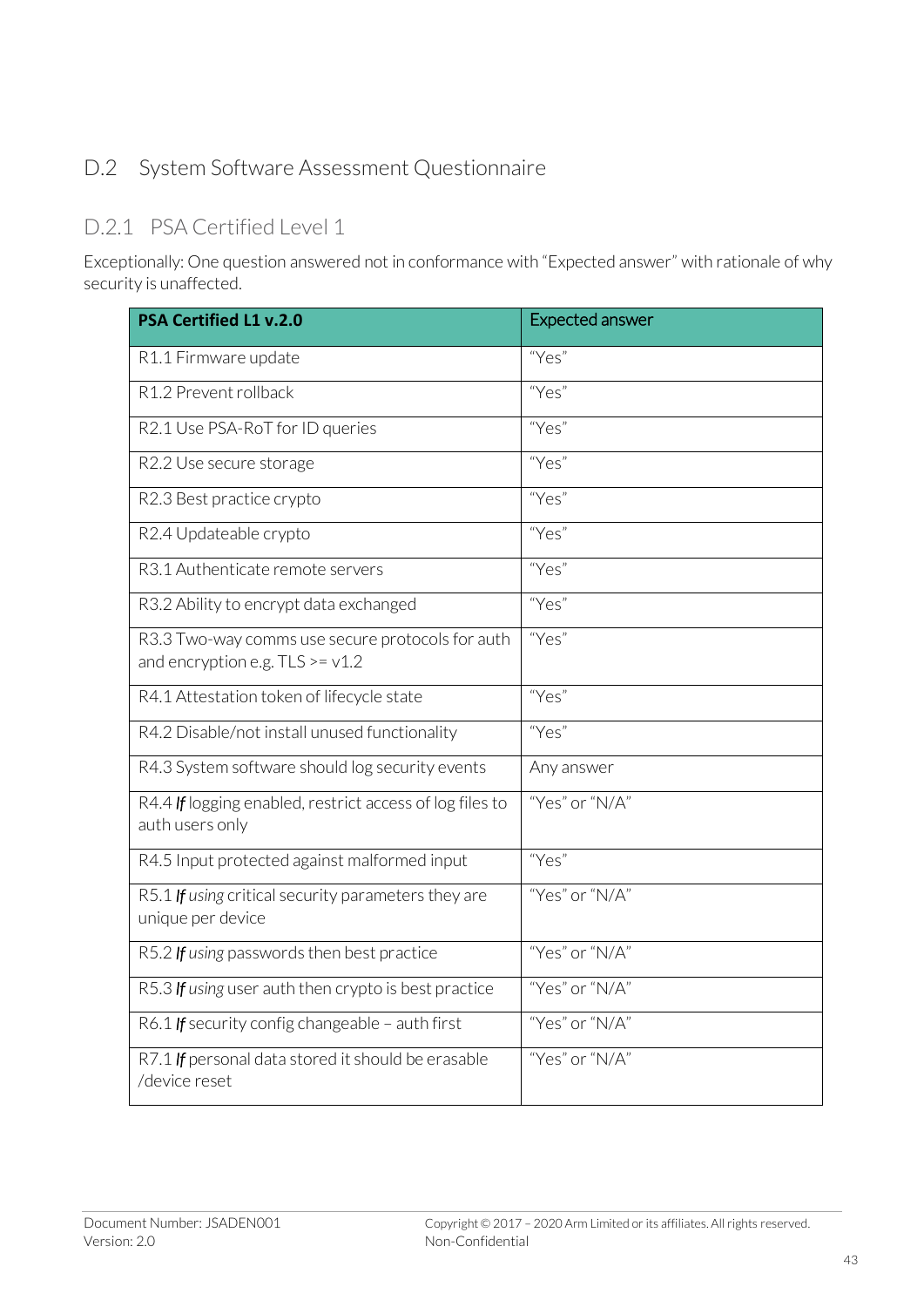## D.2 System Software Assessment Questionnaire

### D.2.1 PSA Certified Level 1

Exceptionally: One question answered not in conformance with "Expected answer" with rationale of why security is unaffected.

| **PSA Certified L1 v.2.0** | Expected answer |
|---|---|
| R1.1 Firmware update | "Yes" |
| R1.2 Prevent rollback | "Yes" |
| R2.1 Use PSA-RoT for ID queries | "Yes" |
| R2.2 Use secure storage | "Yes" |
| R2.3 Best practice crypto | "Yes" |
| R2.4 Updateable crypto | "Yes" |
| R3.1 Authenticate remote servers | "Yes" |
| R3.2 Ability to encrypt data exchanged | "Yes" |
| R3.3 Two-way comms use secure protocols for auth and encryption e.g. TLS >= v1.2 | "Yes" |
| R4.1 Attestation token of lifecycle state | "Yes" |
| R4.2 Disable/not install unused functionality | "Yes" |
| R4.3 System software should log security events | Any answer |
| R4.4 ***If*** logging enabled, restrict access of log files to auth users only | "Yes" or "N/A" |
| R4.5 Input protected against malformed input | "Yes" |
| R5.1 ***If*** *using* critical security parameters they are unique per device | "Yes" or "N/A" |
| R5.2 ***If*** *using* passwords then best practice | "Yes" or "N/A" |
| R5.3 ***If*** *using* user auth then crypto is best practice | "Yes" or "N/A" |
| R6.1 ***If*** security config changeable – auth first | "Yes" or "N/A" |
| R7.1 ***If*** personal data stored it should be erasable /device reset | "Yes" or "N/A" |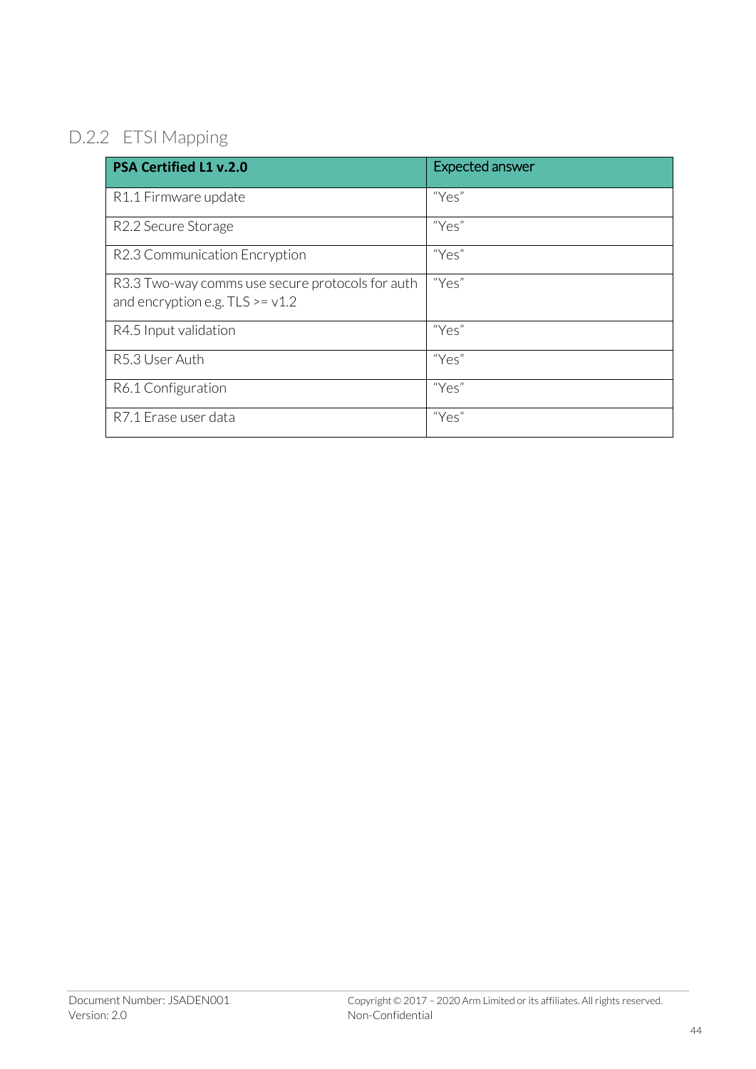### D.2.2 ETSI Mapping

| **PSA Certified L1 v.2.0** | Expected answer |
|---|---|
| R1.1 Firmware update | "Yes" |
| R2.2 Secure Storage | "Yes" |
| R2.3 Communication Encryption | "Yes" |
| R3.3 Two-way comms use secure protocols for auth and encryption e.g. TLS >= v1.2 | "Yes" |
| R4.5 Input validation | "Yes" |
| R5.3 User Auth | "Yes" |
| R6.1 Configuration | "Yes" |
| R7.1 Erase user data | "Yes" |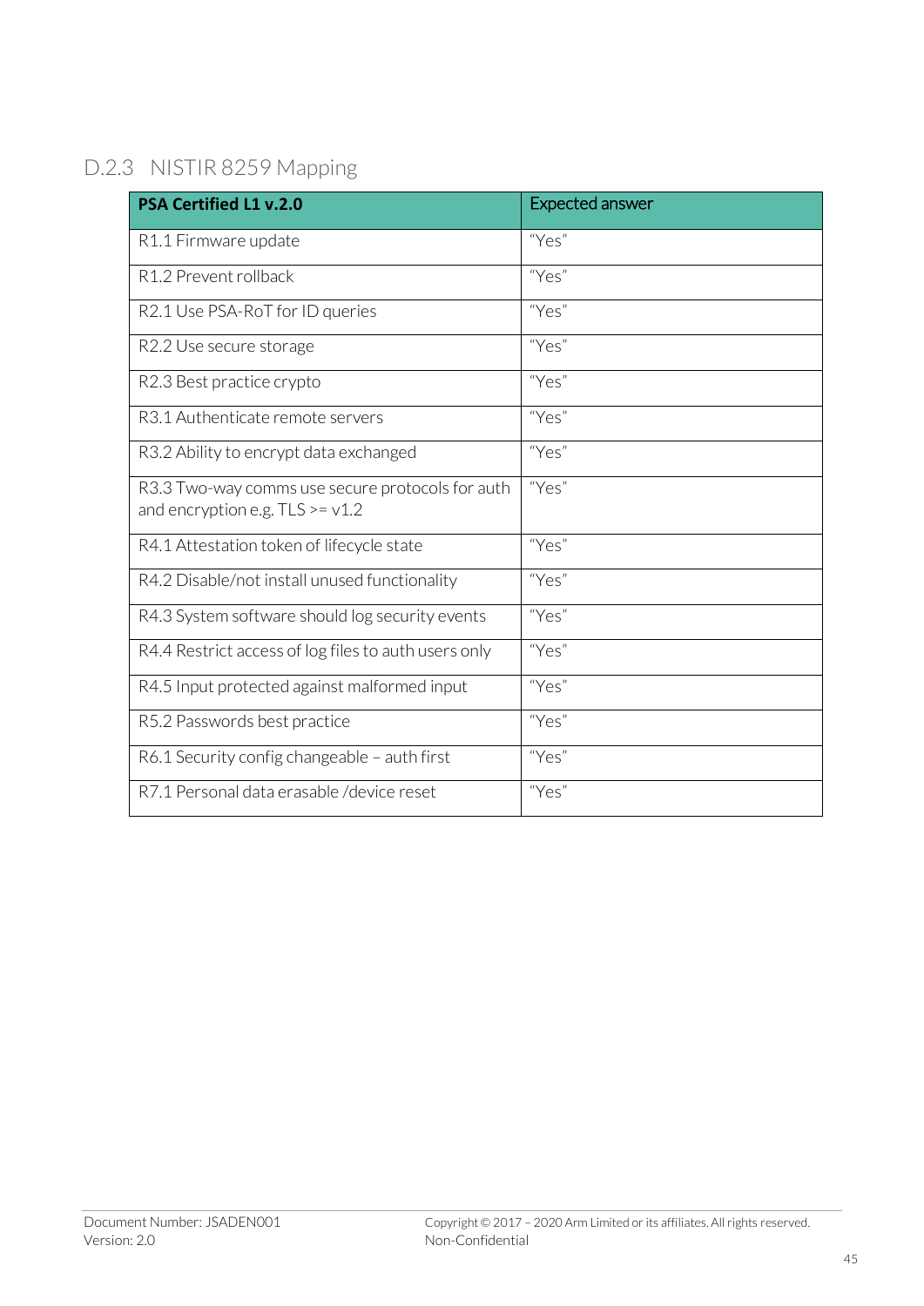### D.2.3 NISTIR 8259 Mapping

| **PSA Certified L1 v.2.0** | Expected answer |
| --- | --- |
| R1.1 Firmware update | "Yes" |
| R1.2 Prevent rollback | "Yes" |
| R2.1 Use PSA-RoT for ID queries | "Yes" |
| R2.2 Use secure storage | "Yes" |
| R2.3 Best practice crypto | "Yes" |
| R3.1 Authenticate remote servers | "Yes" |
| R3.2 Ability to encrypt data exchanged | "Yes" |
| R3.3 Two-way comms use secure protocols for auth and encryption e.g. TLS >= v1.2 | "Yes" |
| R4.1 Attestation token of lifecycle state | "Yes" |
| R4.2 Disable/not install unused functionality | "Yes" |
| R4.3 System software should log security events | "Yes" |
| R4.4 Restrict access of log files to auth users only | "Yes" |
| R4.5 Input protected against malformed input | "Yes" |
| R5.2 Passwords best practice | "Yes" |
| R6.1 Security config changeable – auth first | "Yes" |
| R7.1 Personal data erasable /device reset | "Yes" |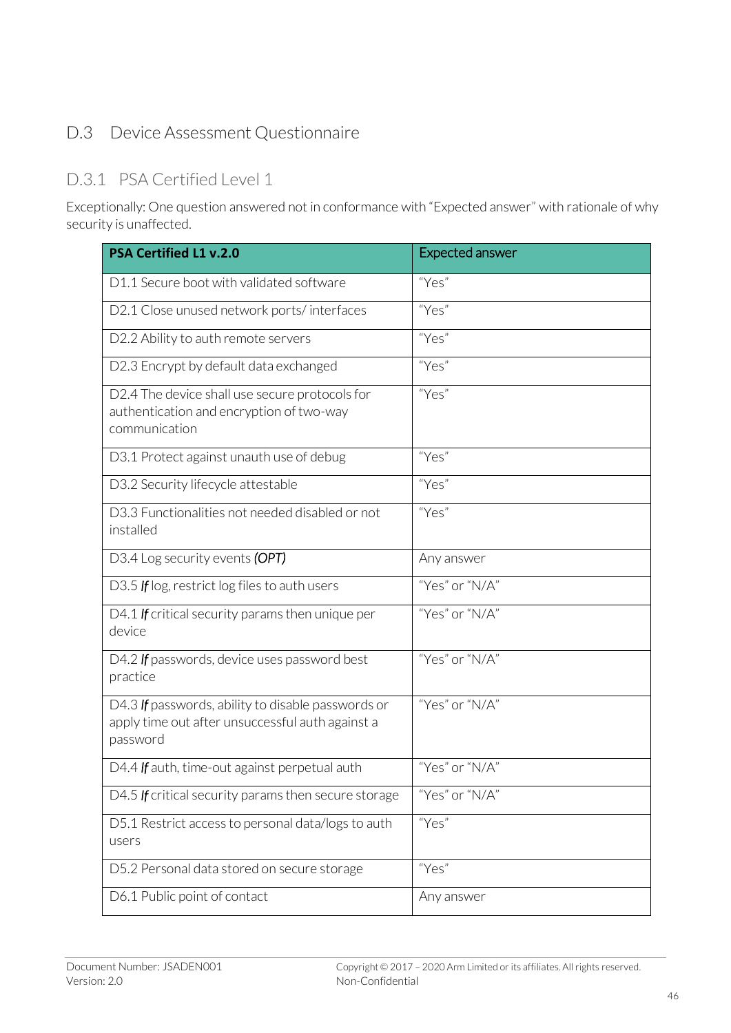## D.3 Device Assessment Questionnaire

### D.3.1 PSA Certified Level 1

Exceptionally: One question answered not in conformance with "Expected answer" with rationale of why security is unaffected.

| **PSA Certified L1 v.2.0** | Expected answer |
|---|---|
| D1.1 Secure boot with validated software | "Yes" |
| D2.1 Close unused network ports/ interfaces | "Yes" |
| D2.2 Ability to auth remote servers | "Yes" |
| D2.3 Encrypt by default data exchanged | "Yes" |
| D2.4 The device shall use secure protocols for authentication and encryption of two-way communication | "Yes" |
| D3.1 Protect against unauth use of debug | "Yes" |
| D3.2 Security lifecycle attestable | "Yes" |
| D3.3 Functionalities not needed disabled or not installed | "Yes" |
| D3.4 Log security events ***(OPT)*** | Any answer |
| D3.5 ***If*** log, restrict log files to auth users | "Yes" or "N/A" |
| D4.1 ***If*** critical security params then unique per device | "Yes" or "N/A" |
| D4.2 ***If*** passwords, device uses password best practice | "Yes" or "N/A" |
| D4.3 ***If*** passwords, ability to disable passwords or apply time out after unsuccessful auth against a password | "Yes" or "N/A" |
| D4.4 ***If*** auth, time-out against perpetual auth | "Yes" or "N/A" |
| D4.5 ***If*** critical security params then secure storage | "Yes" or "N/A" |
| D5.1 Restrict access to personal data/logs to auth users | "Yes" |
| D5.2 Personal data stored on secure storage | "Yes" |
| D6.1 Public point of contact | Any answer |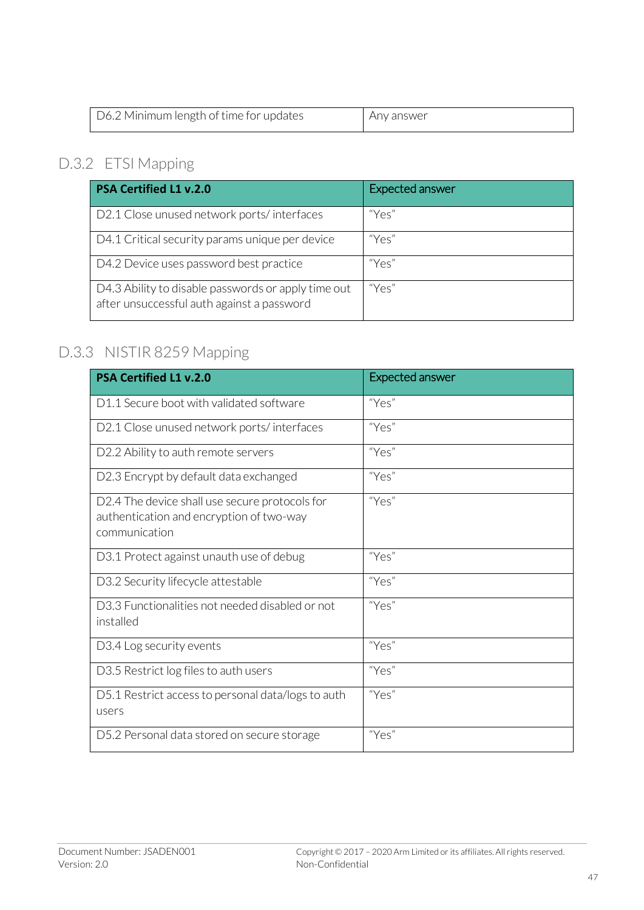| D6.2 Minimum length of time for updates | Any answer |
|---|---|

## D.3.2 ETSI Mapping

| **PSA Certified L1 v.2.0** | Expected answer |
|---|---|
| D2.1 Close unused network ports/ interfaces | “Yes” |
| D4.1 Critical security params unique per device | “Yes” |
| D4.2 Device uses password best practice | “Yes” |
| D4.3 Ability to disable passwords or apply time out after unsuccessful auth against a password | “Yes” |

## D.3.3 NISTIR 8259 Mapping

| **PSA Certified L1 v.2.0** | Expected answer |
|---|---|
| D1.1 Secure boot with validated software | “Yes” |
| D2.1 Close unused network ports/ interfaces | “Yes” |
| D2.2 Ability to auth remote servers | “Yes” |
| D2.3 Encrypt by default data exchanged | “Yes” |
| D2.4 The device shall use secure protocols for authentication and encryption of two-way communication | “Yes” |
| D3.1 Protect against unauth use of debug | “Yes” |
| D3.2 Security lifecycle attestable | “Yes” |
| D3.3 Functionalities not needed disabled or not installed | “Yes” |
| D3.4 Log security events | “Yes” |
| D3.5 Restrict log files to auth users | “Yes” |
| D5.1 Restrict access to personal data/logs to auth users | “Yes” |
| D5.2 Personal data stored on secure storage | “Yes” |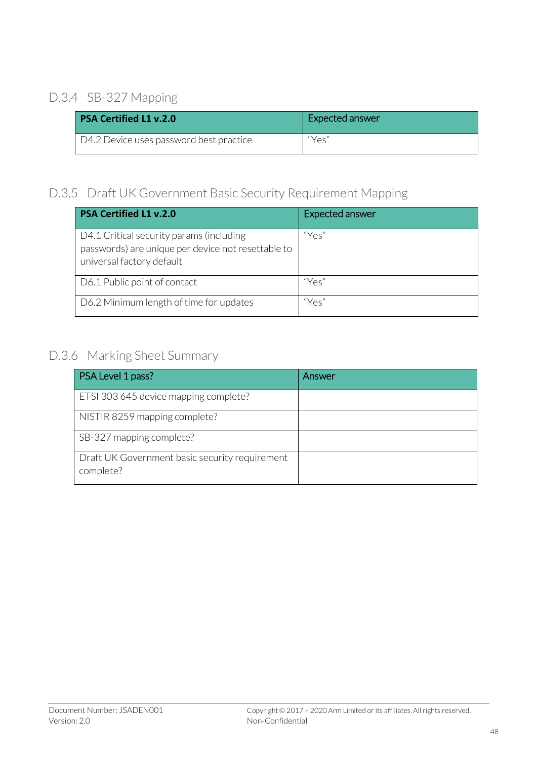### D.3.4 SB-327 Mapping

| **PSA Certified L1 v.2.0** | Expected answer |
|---|---|
| D4.2 Device uses password best practice | "Yes" |

### D.3.5 Draft UK Government Basic Security Requirement Mapping

| **PSA Certified L1 v.2.0** | Expected answer |
|---|---|
| D4.1 Critical security params (including passwords) are unique per device not resettable to universal factory default | "Yes" |
| D6.1 Public point of contact | "Yes" |
| D6.2 Minimum length of time for updates | "Yes" |

### D.3.6 Marking Sheet Summary

| PSA Level 1 pass? | Answer |
|---|---|
| ETSI 303 645 device mapping complete? | |
| NISTIR 8259 mapping complete? | |
| SB-327 mapping complete? | |
| Draft UK Government basic security requirement complete? | |